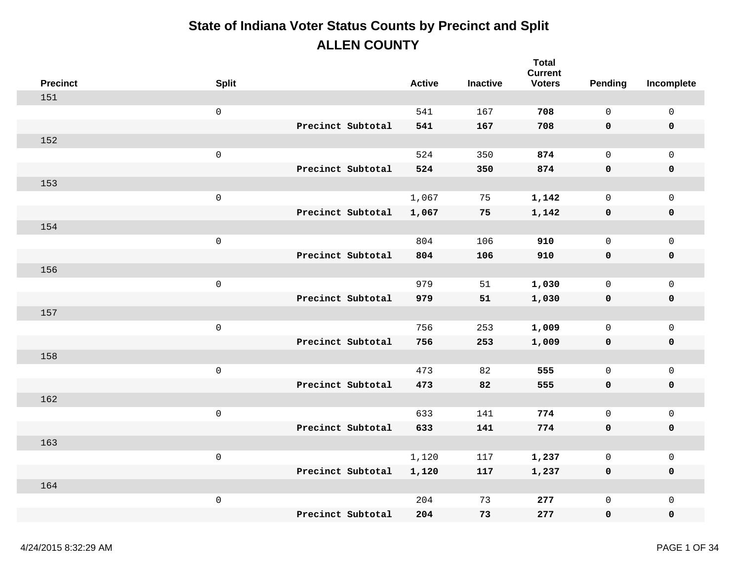# State of Indiana Voter Status Counts by Precinct and Split

## ALLEN COUNTY

| Precinct | Split | | Active | Inactive | Total Current Voters | Pending | Incomplete |
|---|---|---|---|---|---|---|---|
| 151 | | | | | | | |
| | 0 | | 541 | 167 | **708** | 0 | 0 |
| | | **Precinct Subtotal** | **541** | **167** | **708** | **0** | **0** |
| 152 | | | | | | | |
| | 0 | | 524 | 350 | **874** | 0 | 0 |
| | | **Precinct Subtotal** | **524** | **350** | **874** | **0** | **0** |
| 153 | | | | | | | |
| | 0 | | 1,067 | 75 | **1,142** | 0 | 0 |
| | | **Precinct Subtotal** | **1,067** | **75** | **1,142** | **0** | **0** |
| 154 | | | | | | | |
| | 0 | | 804 | 106 | **910** | 0 | 0 |
| | | **Precinct Subtotal** | **804** | **106** | **910** | **0** | **0** |
| 156 | | | | | | | |
| | 0 | | 979 | 51 | **1,030** | 0 | 0 |
| | | **Precinct Subtotal** | **979** | **51** | **1,030** | **0** | **0** |
| 157 | | | | | | | |
| | 0 | | 756 | 253 | **1,009** | 0 | 0 |
| | | **Precinct Subtotal** | **756** | **253** | **1,009** | **0** | **0** |
| 158 | | | | | | | |
| | 0 | | 473 | 82 | **555** | 0 | 0 |
| | | **Precinct Subtotal** | **473** | **82** | **555** | **0** | **0** |
| 162 | | | | | | | |
| | 0 | | 633 | 141 | **774** | 0 | 0 |
| | | **Precinct Subtotal** | **633** | **141** | **774** | **0** | **0** |
| 163 | | | | | | | |
| | 0 | | 1,120 | 117 | **1,237** | 0 | 0 |
| | | **Precinct Subtotal** | **1,120** | **117** | **1,237** | **0** | **0** |
| 164 | | | | | | | |
| | 0 | | 204 | 73 | **277** | 0 | 0 |
| | | **Precinct Subtotal** | **204** | **73** | **277** | **0** | **0** |

4/24/2015 8:32:29 AM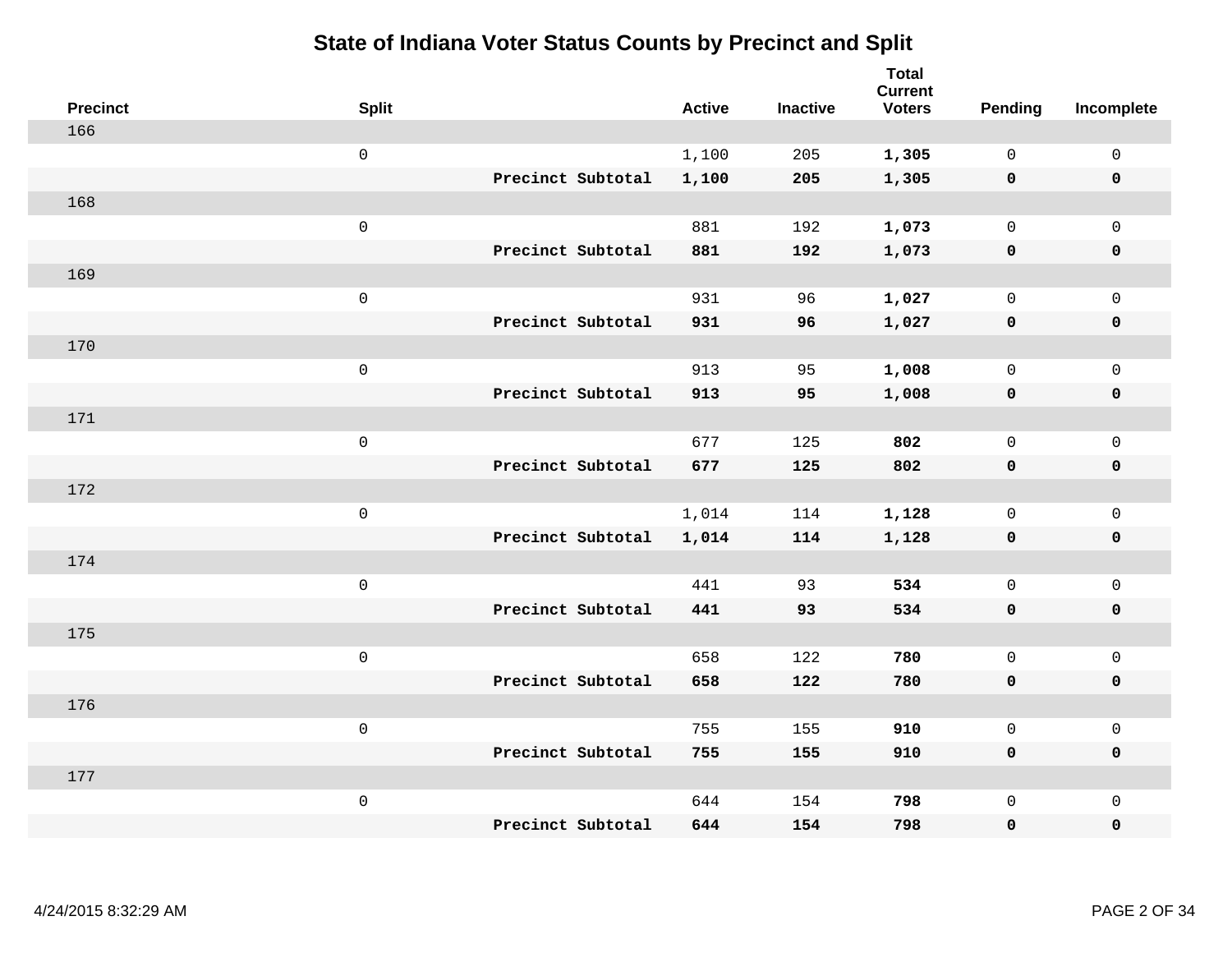# State of Indiana Voter Status Counts by Precinct and Split

| Precinct | Split | | Active | Inactive | Total Current Voters | Pending | Incomplete |
|---|---|---|---|---|---|---|---|
| 166 | | | | | | | |
| | 0 | | 1,100 | 205 | **1,305** | 0 | 0 |
| | | **Precinct Subtotal** | **1,100** | **205** | **1,305** | **0** | **0** |
| 168 | | | | | | | |
| | 0 | | 881 | 192 | **1,073** | 0 | 0 |
| | | **Precinct Subtotal** | **881** | **192** | **1,073** | **0** | **0** |
| 169 | | | | | | | |
| | 0 | | 931 | 96 | **1,027** | 0 | 0 |
| | | **Precinct Subtotal** | **931** | **96** | **1,027** | **0** | **0** |
| 170 | | | | | | | |
| | 0 | | 913 | 95 | **1,008** | 0 | 0 |
| | | **Precinct Subtotal** | **913** | **95** | **1,008** | **0** | **0** |
| 171 | | | | | | | |
| | 0 | | 677 | 125 | **802** | 0 | 0 |
| | | **Precinct Subtotal** | **677** | **125** | **802** | **0** | **0** |
| 172 | | | | | | | |
| | 0 | | 1,014 | 114 | **1,128** | 0 | 0 |
| | | **Precinct Subtotal** | **1,014** | **114** | **1,128** | **0** | **0** |
| 174 | | | | | | | |
| | 0 | | 441 | 93 | **534** | 0 | 0 |
| | | **Precinct Subtotal** | **441** | **93** | **534** | **0** | **0** |
| 175 | | | | | | | |
| | 0 | | 658 | 122 | **780** | 0 | 0 |
| | | **Precinct Subtotal** | **658** | **122** | **780** | **0** | **0** |
| 176 | | | | | | | |
| | 0 | | 755 | 155 | **910** | 0 | 0 |
| | | **Precinct Subtotal** | **755** | **155** | **910** | **0** | **0** |
| 177 | | | | | | | |
| | 0 | | 644 | 154 | **798** | 0 | 0 |
| | | **Precinct Subtotal** | **644** | **154** | **798** | **0** | **0** |

4/24/2015 8:32:29 AM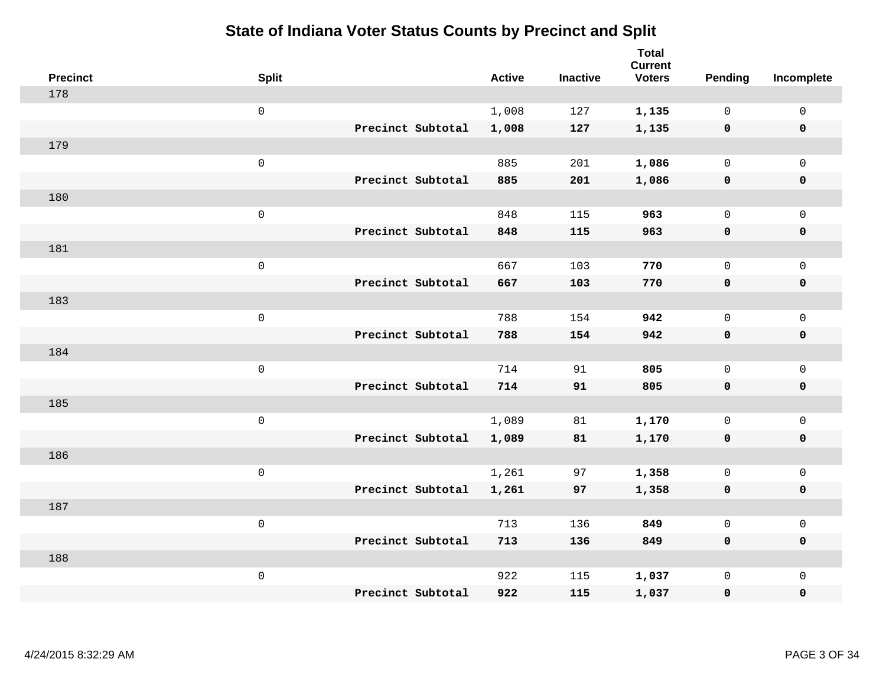# State of Indiana Voter Status Counts by Precinct and Split

| Precinct | Split | | Active | Inactive | Total Current Voters | Pending | Incomplete |
|---|---|---|---|---|---|---|---|
| 178 | | | | | | | |
| | 0 | | 1,008 | 127 | **1,135** | 0 | 0 |
| | | **Precinct Subtotal** | **1,008** | **127** | **1,135** | **0** | **0** |
| 179 | | | | | | | |
| | 0 | | 885 | 201 | **1,086** | 0 | 0 |
| | | **Precinct Subtotal** | **885** | **201** | **1,086** | **0** | **0** |
| 180 | | | | | | | |
| | 0 | | 848 | 115 | **963** | 0 | 0 |
| | | **Precinct Subtotal** | **848** | **115** | **963** | **0** | **0** |
| 181 | | | | | | | |
| | 0 | | 667 | 103 | **770** | 0 | 0 |
| | | **Precinct Subtotal** | **667** | **103** | **770** | **0** | **0** |
| 183 | | | | | | | |
| | 0 | | 788 | 154 | **942** | 0 | 0 |
| | | **Precinct Subtotal** | **788** | **154** | **942** | **0** | **0** |
| 184 | | | | | | | |
| | 0 | | 714 | 91 | **805** | 0 | 0 |
| | | **Precinct Subtotal** | **714** | **91** | **805** | **0** | **0** |
| 185 | | | | | | | |
| | 0 | | 1,089 | 81 | **1,170** | 0 | 0 |
| | | **Precinct Subtotal** | **1,089** | **81** | **1,170** | **0** | **0** |
| 186 | | | | | | | |
| | 0 | | 1,261 | 97 | **1,358** | 0 | 0 |
| | | **Precinct Subtotal** | **1,261** | **97** | **1,358** | **0** | **0** |
| 187 | | | | | | | |
| | 0 | | 713 | 136 | **849** | 0 | 0 |
| | | **Precinct Subtotal** | **713** | **136** | **849** | **0** | **0** |
| 188 | | | | | | | |
| | 0 | | 922 | 115 | **1,037** | 0 | 0 |
| | | **Precinct Subtotal** | **922** | **115** | **1,037** | **0** | **0** |

4/24/2015 8:32:29 AM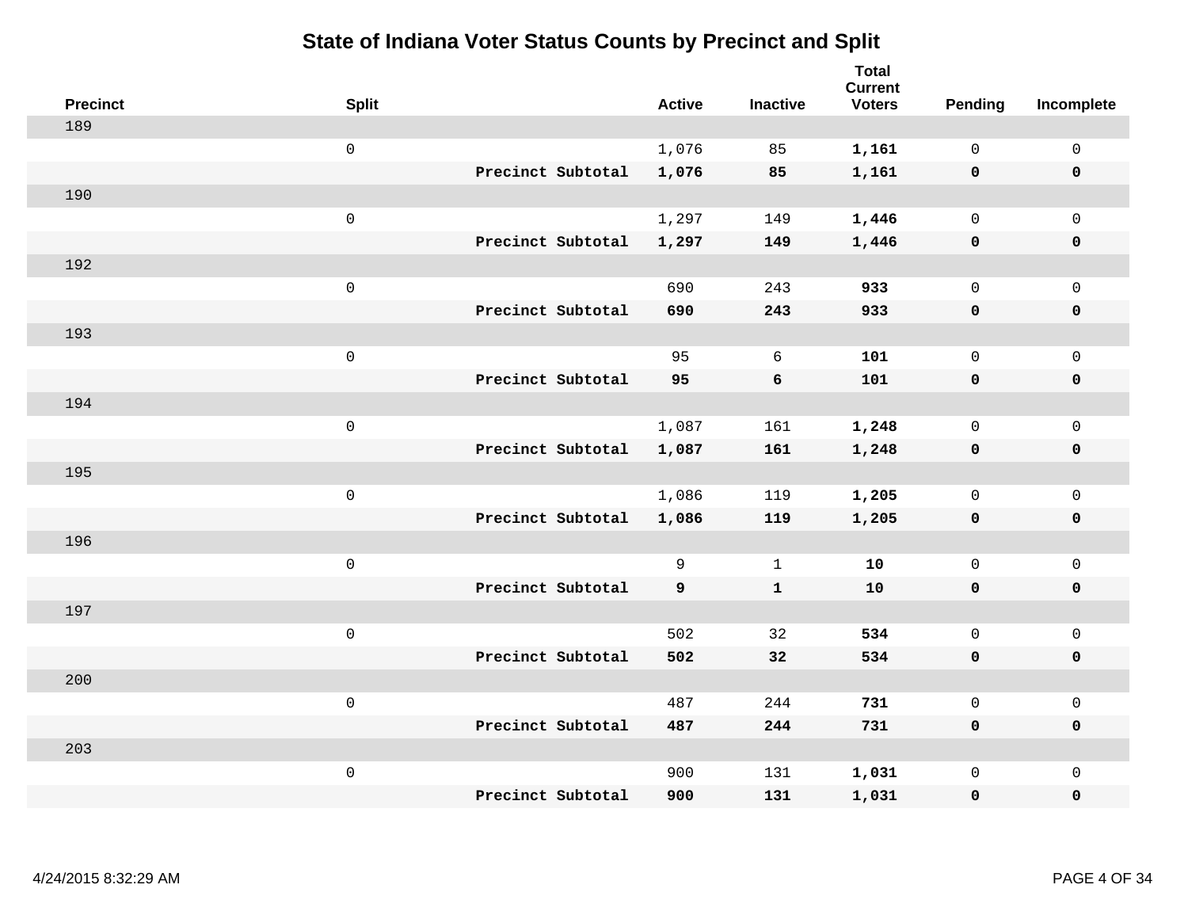# State of Indiana Voter Status Counts by Precinct and Split

| Precinct | Split | | Active | Inactive | Total Current Voters | Pending | Incomplete |
|---|---|---|---|---|---|---|---|
| 189 | | | | | | | |
| | 0 | | 1,076 | 85 | **1,161** | 0 | 0 |
| | | **Precinct Subtotal** | **1,076** | **85** | **1,161** | **0** | **0** |
| 190 | | | | | | | |
| | 0 | | 1,297 | 149 | **1,446** | 0 | 0 |
| | | **Precinct Subtotal** | **1,297** | **149** | **1,446** | **0** | **0** |
| 192 | | | | | | | |
| | 0 | | 690 | 243 | **933** | 0 | 0 |
| | | **Precinct Subtotal** | **690** | **243** | **933** | **0** | **0** |
| 193 | | | | | | | |
| | 0 | | 95 | 6 | **101** | 0 | 0 |
| | | **Precinct Subtotal** | **95** | **6** | **101** | **0** | **0** |
| 194 | | | | | | | |
| | 0 | | 1,087 | 161 | **1,248** | 0 | 0 |
| | | **Precinct Subtotal** | **1,087** | **161** | **1,248** | **0** | **0** |
| 195 | | | | | | | |
| | 0 | | 1,086 | 119 | **1,205** | 0 | 0 |
| | | **Precinct Subtotal** | **1,086** | **119** | **1,205** | **0** | **0** |
| 196 | | | | | | | |
| | 0 | | 9 | 1 | **10** | 0 | 0 |
| | | **Precinct Subtotal** | **9** | **1** | **10** | **0** | **0** |
| 197 | | | | | | | |
| | 0 | | 502 | 32 | **534** | 0 | 0 |
| | | **Precinct Subtotal** | **502** | **32** | **534** | **0** | **0** |
| 200 | | | | | | | |
| | 0 | | 487 | 244 | **731** | 0 | 0 |
| | | **Precinct Subtotal** | **487** | **244** | **731** | **0** | **0** |
| 203 | | | | | | | |
| | 0 | | 900 | 131 | **1,031** | 0 | 0 |
| | | **Precinct Subtotal** | **900** | **131** | **1,031** | **0** | **0** |

4/24/2015 8:32:29 AM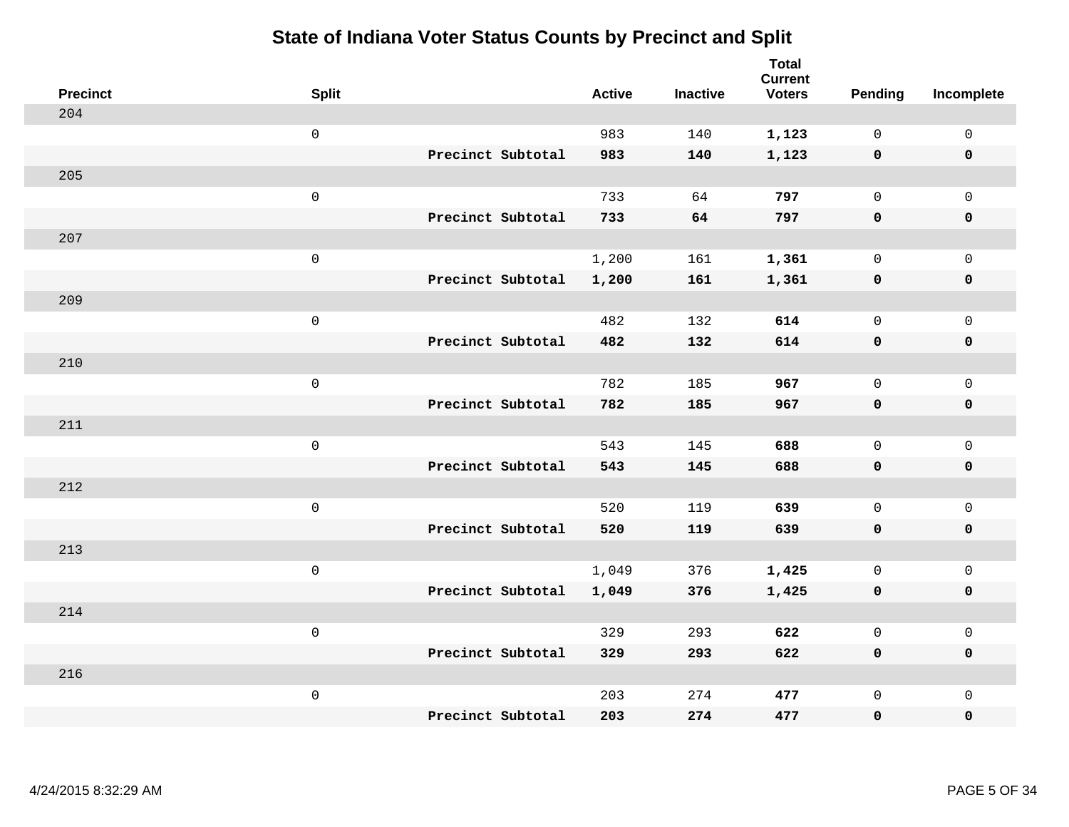# State of Indiana Voter Status Counts by Precinct and Split

| Precinct | Split | | Active | Inactive | Total Current Voters | Pending | Incomplete |
|---|---|---|---|---|---|---|---|
| 204 | | | | | | | |
| | 0 | | 983 | 140 | **1,123** | 0 | 0 |
| | | **Precinct Subtotal** | **983** | **140** | **1,123** | **0** | **0** |
| 205 | | | | | | | |
| | 0 | | 733 | 64 | **797** | 0 | 0 |
| | | **Precinct Subtotal** | **733** | **64** | **797** | **0** | **0** |
| 207 | | | | | | | |
| | 0 | | 1,200 | 161 | **1,361** | 0 | 0 |
| | | **Precinct Subtotal** | **1,200** | **161** | **1,361** | **0** | **0** |
| 209 | | | | | | | |
| | 0 | | 482 | 132 | **614** | 0 | 0 |
| | | **Precinct Subtotal** | **482** | **132** | **614** | **0** | **0** |
| 210 | | | | | | | |
| | 0 | | 782 | 185 | **967** | 0 | 0 |
| | | **Precinct Subtotal** | **782** | **185** | **967** | **0** | **0** |
| 211 | | | | | | | |
| | 0 | | 543 | 145 | **688** | 0 | 0 |
| | | **Precinct Subtotal** | **543** | **145** | **688** | **0** | **0** |
| 212 | | | | | | | |
| | 0 | | 520 | 119 | **639** | 0 | 0 |
| | | **Precinct Subtotal** | **520** | **119** | **639** | **0** | **0** |
| 213 | | | | | | | |
| | 0 | | 1,049 | 376 | **1,425** | 0 | 0 |
| | | **Precinct Subtotal** | **1,049** | **376** | **1,425** | **0** | **0** |
| 214 | | | | | | | |
| | 0 | | 329 | 293 | **622** | 0 | 0 |
| | | **Precinct Subtotal** | **329** | **293** | **622** | **0** | **0** |
| 216 | | | | | | | |
| | 0 | | 203 | 274 | **477** | 0 | 0 |
| | | **Precinct Subtotal** | **203** | **274** | **477** | **0** | **0** |

4/24/2015 8:32:29 AM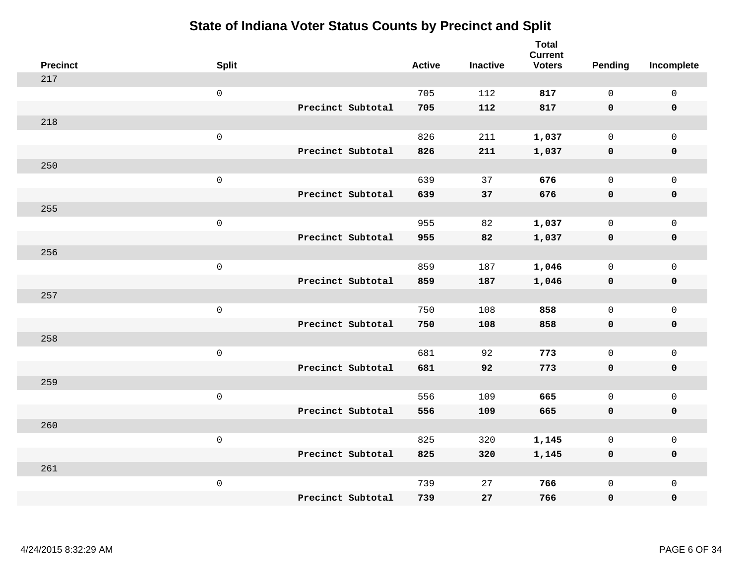# State of Indiana Voter Status Counts by Precinct and Split

| Precinct | Split | | Active | Inactive | Total Current Voters | Pending | Incomplete |
|---|---|---|---|---|---|---|---|
| 217 | | | | | | | |
| | 0 | | 705 | 112 | **817** | 0 | 0 |
| | | **Precinct Subtotal** | **705** | **112** | **817** | **0** | **0** |
| 218 | | | | | | | |
| | 0 | | 826 | 211 | **1,037** | 0 | 0 |
| | | **Precinct Subtotal** | **826** | **211** | **1,037** | **0** | **0** |
| 250 | | | | | | | |
| | 0 | | 639 | 37 | **676** | 0 | 0 |
| | | **Precinct Subtotal** | **639** | **37** | **676** | **0** | **0** |
| 255 | | | | | | | |
| | 0 | | 955 | 82 | **1,037** | 0 | 0 |
| | | **Precinct Subtotal** | **955** | **82** | **1,037** | **0** | **0** |
| 256 | | | | | | | |
| | 0 | | 859 | 187 | **1,046** | 0 | 0 |
| | | **Precinct Subtotal** | **859** | **187** | **1,046** | **0** | **0** |
| 257 | | | | | | | |
| | 0 | | 750 | 108 | **858** | 0 | 0 |
| | | **Precinct Subtotal** | **750** | **108** | **858** | **0** | **0** |
| 258 | | | | | | | |
| | 0 | | 681 | 92 | **773** | 0 | 0 |
| | | **Precinct Subtotal** | **681** | **92** | **773** | **0** | **0** |
| 259 | | | | | | | |
| | 0 | | 556 | 109 | **665** | 0 | 0 |
| | | **Precinct Subtotal** | **556** | **109** | **665** | **0** | **0** |
| 260 | | | | | | | |
| | 0 | | 825 | 320 | **1,145** | 0 | 0 |
| | | **Precinct Subtotal** | **825** | **320** | **1,145** | **0** | **0** |
| 261 | | | | | | | |
| | 0 | | 739 | 27 | **766** | 0 | 0 |
| | | **Precinct Subtotal** | **739** | **27** | **766** | **0** | **0** |

4/24/2015 8:32:29 AM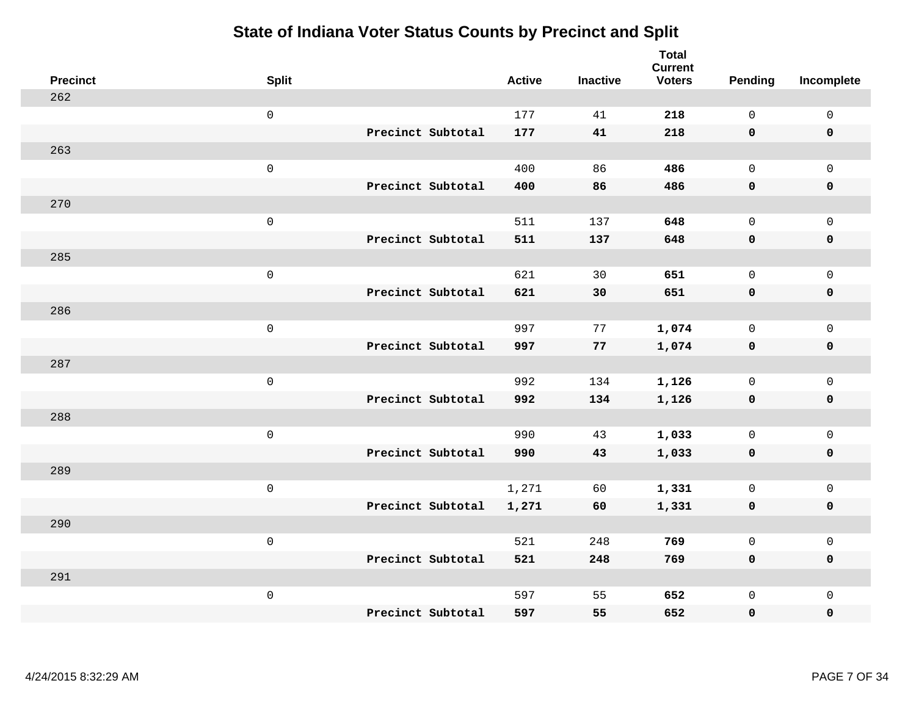# State of Indiana Voter Status Counts by Precinct and Split

| Precinct | Split | | Active | Inactive | Total Current Voters | Pending | Incomplete |
|---|---|---|---|---|---|---|---|
| 262 | | | | | | | |
| | 0 | | 177 | 41 | **218** | 0 | 0 |
| | | **Precinct Subtotal** | **177** | **41** | **218** | **0** | **0** |
| 263 | | | | | | | |
| | 0 | | 400 | 86 | **486** | 0 | 0 |
| | | **Precinct Subtotal** | **400** | **86** | **486** | **0** | **0** |
| 270 | | | | | | | |
| | 0 | | 511 | 137 | **648** | 0 | 0 |
| | | **Precinct Subtotal** | **511** | **137** | **648** | **0** | **0** |
| 285 | | | | | | | |
| | 0 | | 621 | 30 | **651** | 0 | 0 |
| | | **Precinct Subtotal** | **621** | **30** | **651** | **0** | **0** |
| 286 | | | | | | | |
| | 0 | | 997 | 77 | **1,074** | 0 | 0 |
| | | **Precinct Subtotal** | **997** | **77** | **1,074** | **0** | **0** |
| 287 | | | | | | | |
| | 0 | | 992 | 134 | **1,126** | 0 | 0 |
| | | **Precinct Subtotal** | **992** | **134** | **1,126** | **0** | **0** |
| 288 | | | | | | | |
| | 0 | | 990 | 43 | **1,033** | 0 | 0 |
| | | **Precinct Subtotal** | **990** | **43** | **1,033** | **0** | **0** |
| 289 | | | | | | | |
| | 0 | | 1,271 | 60 | **1,331** | 0 | 0 |
| | | **Precinct Subtotal** | **1,271** | **60** | **1,331** | **0** | **0** |
| 290 | | | | | | | |
| | 0 | | 521 | 248 | **769** | 0 | 0 |
| | | **Precinct Subtotal** | **521** | **248** | **769** | **0** | **0** |
| 291 | | | | | | | |
| | 0 | | 597 | 55 | **652** | 0 | 0 |
| | | **Precinct Subtotal** | **597** | **55** | **652** | **0** | **0** |

4/24/2015 8:32:29 AM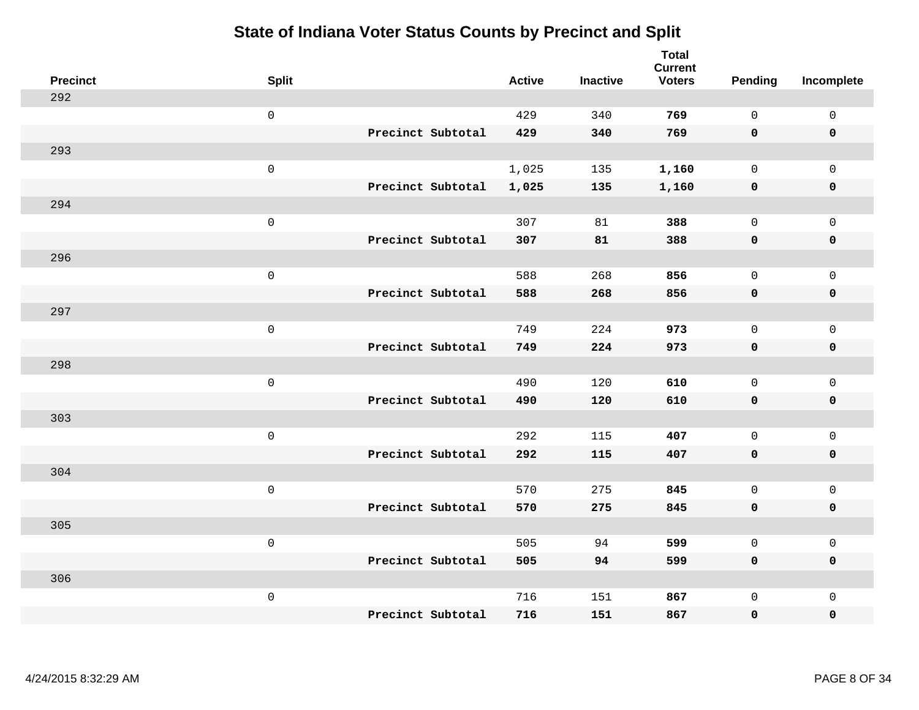# State of Indiana Voter Status Counts by Precinct and Split

| Precinct | Split | | Active | Inactive | Total Current Voters | Pending | Incomplete |
|---|---|---|---|---|---|---|---|
| 292 | | | | | | | |
| | 0 | | 429 | 340 | **769** | 0 | 0 |
| | | **Precinct Subtotal** | **429** | **340** | **769** | **0** | **0** |
| 293 | | | | | | | |
| | 0 | | 1,025 | 135 | **1,160** | 0 | 0 |
| | | **Precinct Subtotal** | **1,025** | **135** | **1,160** | **0** | **0** |
| 294 | | | | | | | |
| | 0 | | 307 | 81 | **388** | 0 | 0 |
| | | **Precinct Subtotal** | **307** | **81** | **388** | **0** | **0** |
| 296 | | | | | | | |
| | 0 | | 588 | 268 | **856** | 0 | 0 |
| | | **Precinct Subtotal** | **588** | **268** | **856** | **0** | **0** |
| 297 | | | | | | | |
| | 0 | | 749 | 224 | **973** | 0 | 0 |
| | | **Precinct Subtotal** | **749** | **224** | **973** | **0** | **0** |
| 298 | | | | | | | |
| | 0 | | 490 | 120 | **610** | 0 | 0 |
| | | **Precinct Subtotal** | **490** | **120** | **610** | **0** | **0** |
| 303 | | | | | | | |
| | 0 | | 292 | 115 | **407** | 0 | 0 |
| | | **Precinct Subtotal** | **292** | **115** | **407** | **0** | **0** |
| 304 | | | | | | | |
| | 0 | | 570 | 275 | **845** | 0 | 0 |
| | | **Precinct Subtotal** | **570** | **275** | **845** | **0** | **0** |
| 305 | | | | | | | |
| | 0 | | 505 | 94 | **599** | 0 | 0 |
| | | **Precinct Subtotal** | **505** | **94** | **599** | **0** | **0** |
| 306 | | | | | | | |
| | 0 | | 716 | 151 | **867** | 0 | 0 |
| | | **Precinct Subtotal** | **716** | **151** | **867** | **0** | **0** |

4/24/2015 8:32:29 AM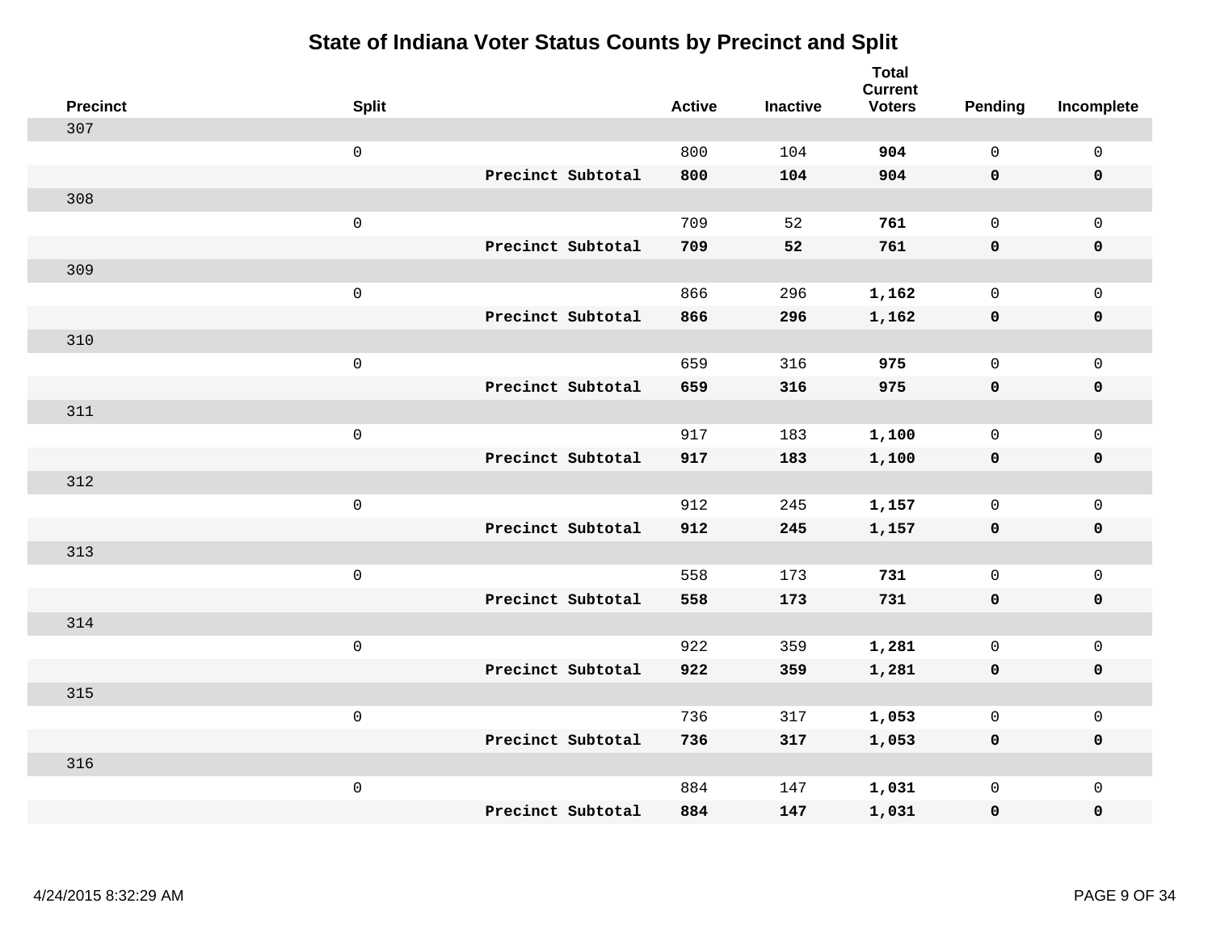# State of Indiana Voter Status Counts by Precinct and Split

| Precinct | Split | | Active | Inactive | Total Current Voters | Pending | Incomplete |
|---|---|---|---|---|---|---|---|
| 307 | | | | | | | |
| | 0 | | 800 | 104 | **904** | 0 | 0 |
| | | **Precinct Subtotal** | **800** | **104** | **904** | **0** | **0** |
| 308 | | | | | | | |
| | 0 | | 709 | 52 | **761** | 0 | 0 |
| | | **Precinct Subtotal** | **709** | **52** | **761** | **0** | **0** |
| 309 | | | | | | | |
| | 0 | | 866 | 296 | **1,162** | 0 | 0 |
| | | **Precinct Subtotal** | **866** | **296** | **1,162** | **0** | **0** |
| 310 | | | | | | | |
| | 0 | | 659 | 316 | **975** | 0 | 0 |
| | | **Precinct Subtotal** | **659** | **316** | **975** | **0** | **0** |
| 311 | | | | | | | |
| | 0 | | 917 | 183 | **1,100** | 0 | 0 |
| | | **Precinct Subtotal** | **917** | **183** | **1,100** | **0** | **0** |
| 312 | | | | | | | |
| | 0 | | 912 | 245 | **1,157** | 0 | 0 |
| | | **Precinct Subtotal** | **912** | **245** | **1,157** | **0** | **0** |
| 313 | | | | | | | |
| | 0 | | 558 | 173 | **731** | 0 | 0 |
| | | **Precinct Subtotal** | **558** | **173** | **731** | **0** | **0** |
| 314 | | | | | | | |
| | 0 | | 922 | 359 | **1,281** | 0 | 0 |
| | | **Precinct Subtotal** | **922** | **359** | **1,281** | **0** | **0** |
| 315 | | | | | | | |
| | 0 | | 736 | 317 | **1,053** | 0 | 0 |
| | | **Precinct Subtotal** | **736** | **317** | **1,053** | **0** | **0** |
| 316 | | | | | | | |
| | 0 | | 884 | 147 | **1,031** | 0 | 0 |
| | | **Precinct Subtotal** | **884** | **147** | **1,031** | **0** | **0** |

4/24/2015 8:32:29 AM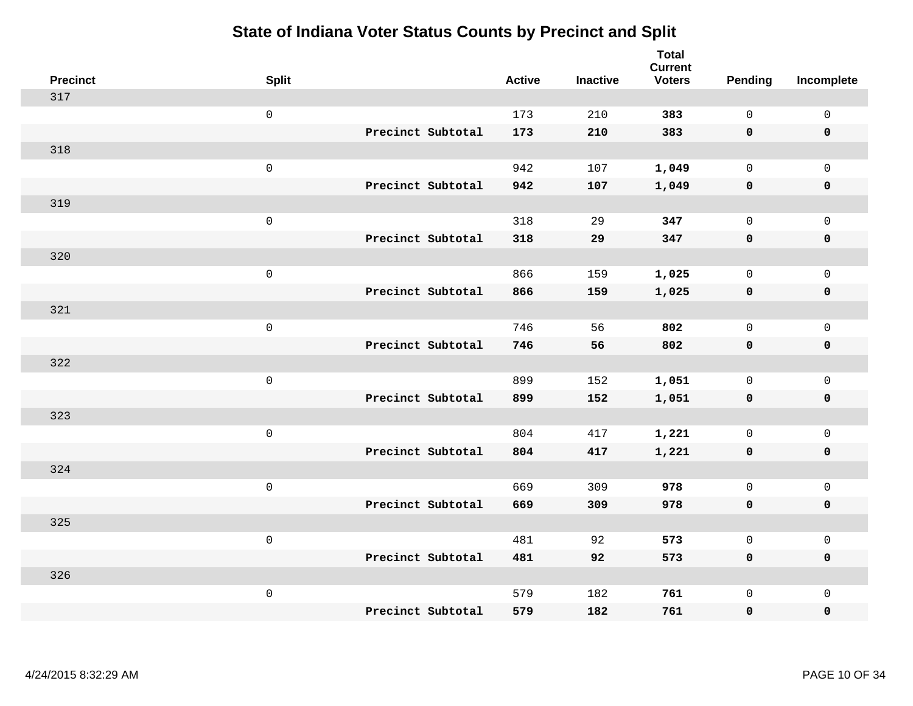# State of Indiana Voter Status Counts by Precinct and Split

| Precinct | Split | | Active | Inactive | Total Current Voters | Pending | Incomplete |
|---|---|---|---|---|---|---|---|
| 317 | | | | | | | |
| | 0 | | 173 | 210 | **383** | 0 | 0 |
| | | **Precinct Subtotal** | **173** | **210** | **383** | **0** | **0** |
| 318 | | | | | | | |
| | 0 | | 942 | 107 | **1,049** | 0 | 0 |
| | | **Precinct Subtotal** | **942** | **107** | **1,049** | **0** | **0** |
| 319 | | | | | | | |
| | 0 | | 318 | 29 | **347** | 0 | 0 |
| | | **Precinct Subtotal** | **318** | **29** | **347** | **0** | **0** |
| 320 | | | | | | | |
| | 0 | | 866 | 159 | **1,025** | 0 | 0 |
| | | **Precinct Subtotal** | **866** | **159** | **1,025** | **0** | **0** |
| 321 | | | | | | | |
| | 0 | | 746 | 56 | **802** | 0 | 0 |
| | | **Precinct Subtotal** | **746** | **56** | **802** | **0** | **0** |
| 322 | | | | | | | |
| | 0 | | 899 | 152 | **1,051** | 0 | 0 |
| | | **Precinct Subtotal** | **899** | **152** | **1,051** | **0** | **0** |
| 323 | | | | | | | |
| | 0 | | 804 | 417 | **1,221** | 0 | 0 |
| | | **Precinct Subtotal** | **804** | **417** | **1,221** | **0** | **0** |
| 324 | | | | | | | |
| | 0 | | 669 | 309 | **978** | 0 | 0 |
| | | **Precinct Subtotal** | **669** | **309** | **978** | **0** | **0** |
| 325 | | | | | | | |
| | 0 | | 481 | 92 | **573** | 0 | 0 |
| | | **Precinct Subtotal** | **481** | **92** | **573** | **0** | **0** |
| 326 | | | | | | | |
| | 0 | | 579 | 182 | **761** | 0 | 0 |
| | | **Precinct Subtotal** | **579** | **182** | **761** | **0** | **0** |

4/24/2015 8:32:29 AM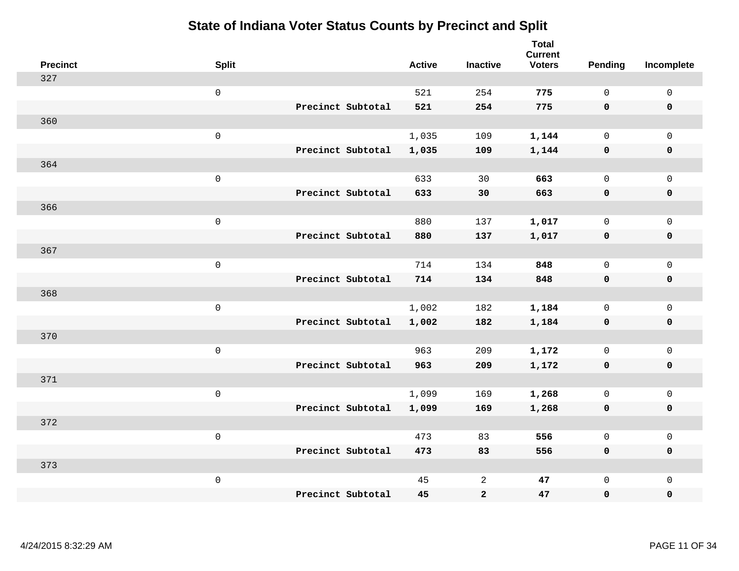# State of Indiana Voter Status Counts by Precinct and Split

| Precinct | Split | | Active | Inactive | Total Current Voters | Pending | Incomplete |
|---|---|---|---|---|---|---|---|
| 327 | | | | | | | |
| | 0 | | 521 | 254 | **775** | 0 | 0 |
| | | **Precinct Subtotal** | **521** | **254** | **775** | **0** | **0** |
| 360 | | | | | | | |
| | 0 | | 1,035 | 109 | **1,144** | 0 | 0 |
| | | **Precinct Subtotal** | **1,035** | **109** | **1,144** | **0** | **0** |
| 364 | | | | | | | |
| | 0 | | 633 | 30 | **663** | 0 | 0 |
| | | **Precinct Subtotal** | **633** | **30** | **663** | **0** | **0** |
| 366 | | | | | | | |
| | 0 | | 880 | 137 | **1,017** | 0 | 0 |
| | | **Precinct Subtotal** | **880** | **137** | **1,017** | **0** | **0** |
| 367 | | | | | | | |
| | 0 | | 714 | 134 | **848** | 0 | 0 |
| | | **Precinct Subtotal** | **714** | **134** | **848** | **0** | **0** |
| 368 | | | | | | | |
| | 0 | | 1,002 | 182 | **1,184** | 0 | 0 |
| | | **Precinct Subtotal** | **1,002** | **182** | **1,184** | **0** | **0** |
| 370 | | | | | | | |
| | 0 | | 963 | 209 | **1,172** | 0 | 0 |
| | | **Precinct Subtotal** | **963** | **209** | **1,172** | **0** | **0** |
| 371 | | | | | | | |
| | 0 | | 1,099 | 169 | **1,268** | 0 | 0 |
| | | **Precinct Subtotal** | **1,099** | **169** | **1,268** | **0** | **0** |
| 372 | | | | | | | |
| | 0 | | 473 | 83 | **556** | 0 | 0 |
| | | **Precinct Subtotal** | **473** | **83** | **556** | **0** | **0** |
| 373 | | | | | | | |
| | 0 | | 45 | 2 | **47** | 0 | 0 |
| | | **Precinct Subtotal** | **45** | **2** | **47** | **0** | **0** |

4/24/2015 8:32:29 AM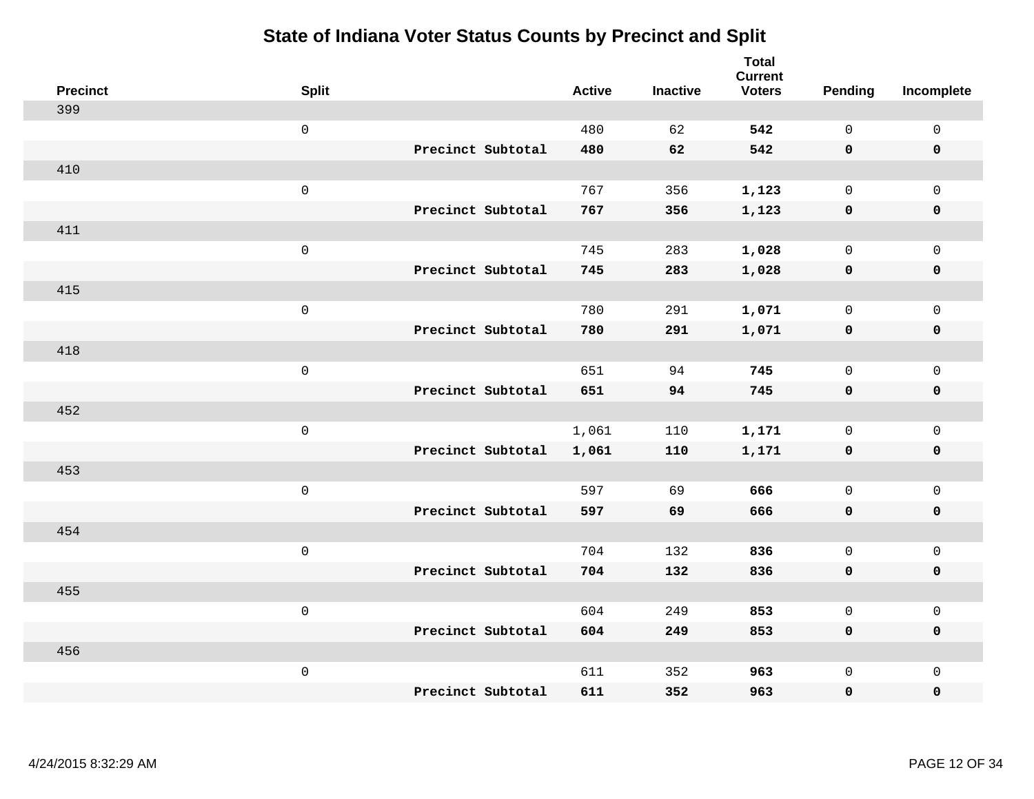# State of Indiana Voter Status Counts by Precinct and Split

| Precinct | Split | | Active | Inactive | Total Current Voters | Pending | Incomplete |
|---|---|---|---|---|---|---|---|
| 399 | | | | | | | |
| | 0 | | 480 | 62 | **542** | 0 | 0 |
| | | **Precinct Subtotal** | **480** | **62** | **542** | **0** | **0** |
| 410 | | | | | | | |
| | 0 | | 767 | 356 | **1,123** | 0 | 0 |
| | | **Precinct Subtotal** | **767** | **356** | **1,123** | **0** | **0** |
| 411 | | | | | | | |
| | 0 | | 745 | 283 | **1,028** | 0 | 0 |
| | | **Precinct Subtotal** | **745** | **283** | **1,028** | **0** | **0** |
| 415 | | | | | | | |
| | 0 | | 780 | 291 | **1,071** | 0 | 0 |
| | | **Precinct Subtotal** | **780** | **291** | **1,071** | **0** | **0** |
| 418 | | | | | | | |
| | 0 | | 651 | 94 | **745** | 0 | 0 |
| | | **Precinct Subtotal** | **651** | **94** | **745** | **0** | **0** |
| 452 | | | | | | | |
| | 0 | | 1,061 | 110 | **1,171** | 0 | 0 |
| | | **Precinct Subtotal** | **1,061** | **110** | **1,171** | **0** | **0** |
| 453 | | | | | | | |
| | 0 | | 597 | 69 | **666** | 0 | 0 |
| | | **Precinct Subtotal** | **597** | **69** | **666** | **0** | **0** |
| 454 | | | | | | | |
| | 0 | | 704 | 132 | **836** | 0 | 0 |
| | | **Precinct Subtotal** | **704** | **132** | **836** | **0** | **0** |
| 455 | | | | | | | |
| | 0 | | 604 | 249 | **853** | 0 | 0 |
| | | **Precinct Subtotal** | **604** | **249** | **853** | **0** | **0** |
| 456 | | | | | | | |
| | 0 | | 611 | 352 | **963** | 0 | 0 |
| | | **Precinct Subtotal** | **611** | **352** | **963** | **0** | **0** |

4/24/2015 8:32:29 AM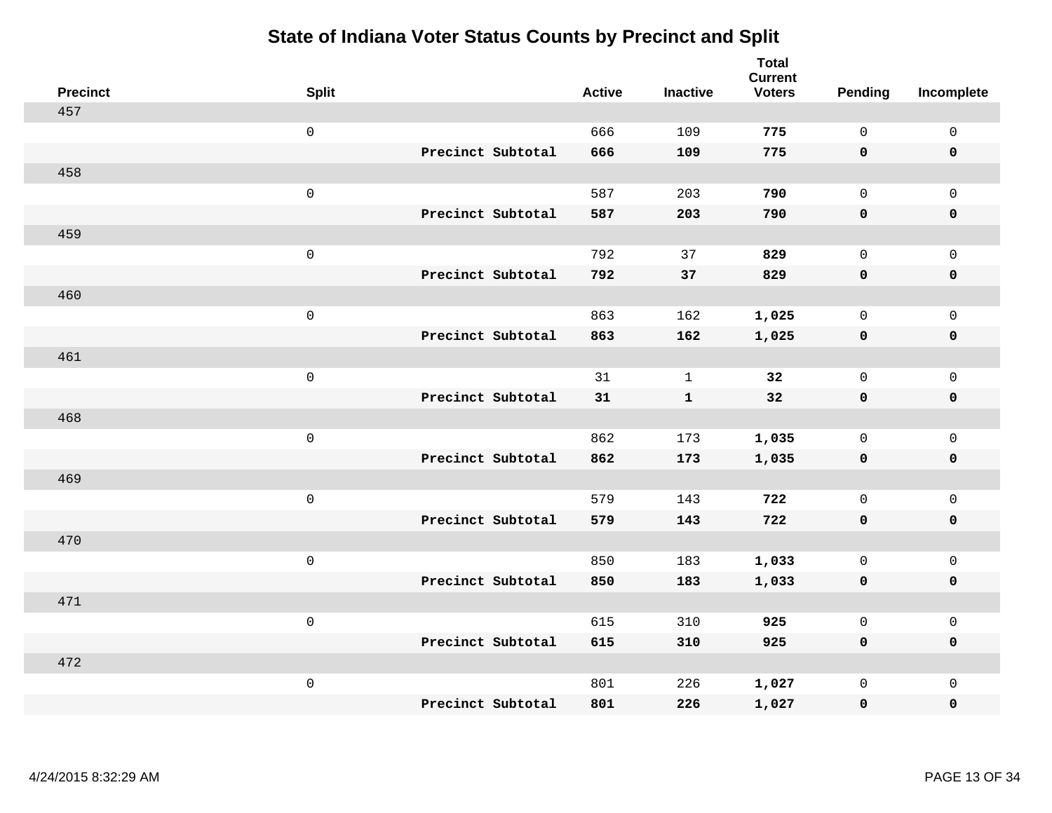# State of Indiana Voter Status Counts by Precinct and Split

| Precinct | Split | | Active | Inactive | Total Current Voters | Pending | Incomplete |
|---|---|---|---|---|---|---|---|
| 457 | | | | | | | |
| | 0 | | 666 | 109 | **775** | 0 | 0 |
| | | **Precinct Subtotal** | **666** | **109** | **775** | **0** | **0** |
| 458 | | | | | | | |
| | 0 | | 587 | 203 | **790** | 0 | 0 |
| | | **Precinct Subtotal** | **587** | **203** | **790** | **0** | **0** |
| 459 | | | | | | | |
| | 0 | | 792 | 37 | **829** | 0 | 0 |
| | | **Precinct Subtotal** | **792** | **37** | **829** | **0** | **0** |
| 460 | | | | | | | |
| | 0 | | 863 | 162 | **1,025** | 0 | 0 |
| | | **Precinct Subtotal** | **863** | **162** | **1,025** | **0** | **0** |
| 461 | | | | | | | |
| | 0 | | 31 | 1 | **32** | 0 | 0 |
| | | **Precinct Subtotal** | **31** | **1** | **32** | **0** | **0** |
| 468 | | | | | | | |
| | 0 | | 862 | 173 | **1,035** | 0 | 0 |
| | | **Precinct Subtotal** | **862** | **173** | **1,035** | **0** | **0** |
| 469 | | | | | | | |
| | 0 | | 579 | 143 | **722** | 0 | 0 |
| | | **Precinct Subtotal** | **579** | **143** | **722** | **0** | **0** |
| 470 | | | | | | | |
| | 0 | | 850 | 183 | **1,033** | 0 | 0 |
| | | **Precinct Subtotal** | **850** | **183** | **1,033** | **0** | **0** |
| 471 | | | | | | | |
| | 0 | | 615 | 310 | **925** | 0 | 0 |
| | | **Precinct Subtotal** | **615** | **310** | **925** | **0** | **0** |
| 472 | | | | | | | |
| | 0 | | 801 | 226 | **1,027** | 0 | 0 |
| | | **Precinct Subtotal** | **801** | **226** | **1,027** | **0** | **0** |

4/24/2015 8:32:29 AM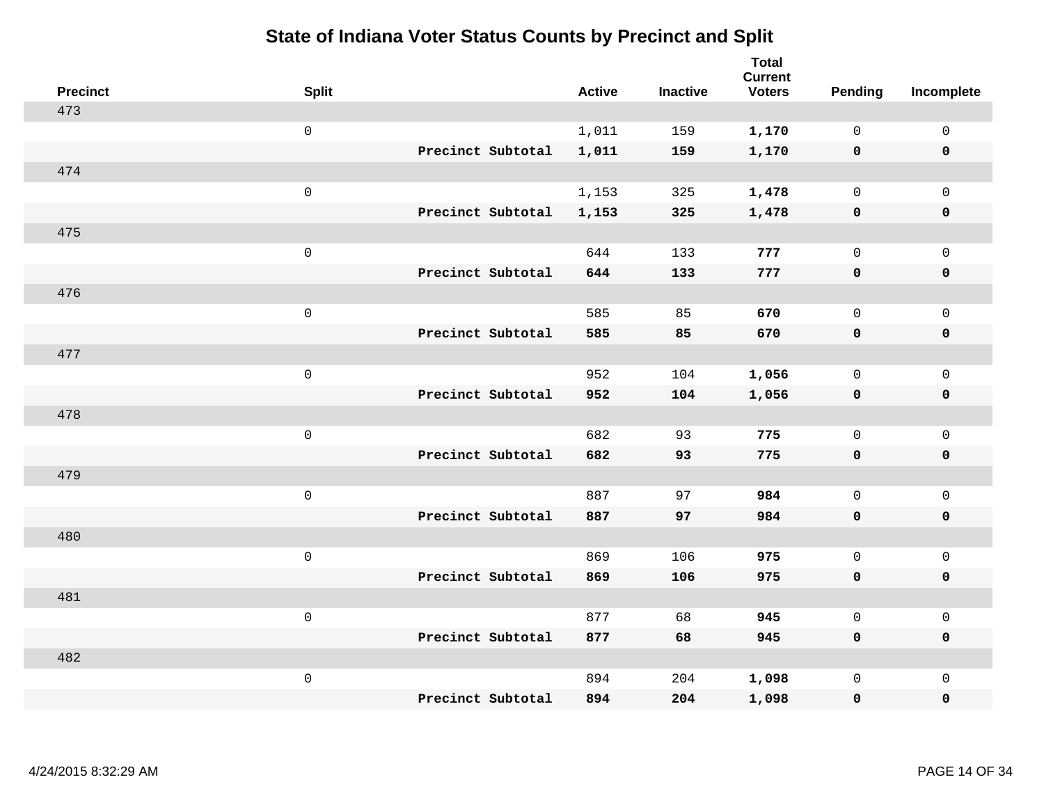# State of Indiana Voter Status Counts by Precinct and Split

| Precinct | Split | | Active | Inactive | Total Current Voters | Pending | Incomplete |
|---|---|---|---|---|---|---|---|
| 473 | | | | | | | |
| | 0 | | 1,011 | 159 | **1,170** | 0 | 0 |
| | | **Precinct Subtotal** | **1,011** | **159** | **1,170** | **0** | **0** |
| 474 | | | | | | | |
| | 0 | | 1,153 | 325 | **1,478** | 0 | 0 |
| | | **Precinct Subtotal** | **1,153** | **325** | **1,478** | **0** | **0** |
| 475 | | | | | | | |
| | 0 | | 644 | 133 | **777** | 0 | 0 |
| | | **Precinct Subtotal** | **644** | **133** | **777** | **0** | **0** |
| 476 | | | | | | | |
| | 0 | | 585 | 85 | **670** | 0 | 0 |
| | | **Precinct Subtotal** | **585** | **85** | **670** | **0** | **0** |
| 477 | | | | | | | |
| | 0 | | 952 | 104 | **1,056** | 0 | 0 |
| | | **Precinct Subtotal** | **952** | **104** | **1,056** | **0** | **0** |
| 478 | | | | | | | |
| | 0 | | 682 | 93 | **775** | 0 | 0 |
| | | **Precinct Subtotal** | **682** | **93** | **775** | **0** | **0** |
| 479 | | | | | | | |
| | 0 | | 887 | 97 | **984** | 0 | 0 |
| | | **Precinct Subtotal** | **887** | **97** | **984** | **0** | **0** |
| 480 | | | | | | | |
| | 0 | | 869 | 106 | **975** | 0 | 0 |
| | | **Precinct Subtotal** | **869** | **106** | **975** | **0** | **0** |
| 481 | | | | | | | |
| | 0 | | 877 | 68 | **945** | 0 | 0 |
| | | **Precinct Subtotal** | **877** | **68** | **945** | **0** | **0** |
| 482 | | | | | | | |
| | 0 | | 894 | 204 | **1,098** | 0 | 0 |
| | | **Precinct Subtotal** | **894** | **204** | **1,098** | **0** | **0** |

4/24/2015 8:32:29 AM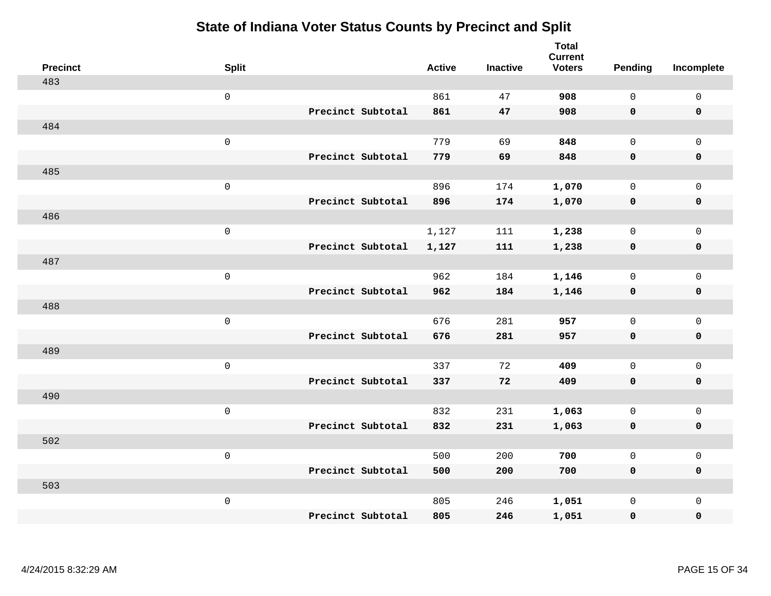# State of Indiana Voter Status Counts by Precinct and Split

| Precinct | Split | | Active | Inactive | Total Current Voters | Pending | Incomplete |
|---|---|---|---|---|---|---|---|
| 483 | | | | | | | |
| | 0 | | 861 | 47 | **908** | 0 | 0 |
| | | **Precinct Subtotal** | **861** | **47** | **908** | **0** | **0** |
| 484 | | | | | | | |
| | 0 | | 779 | 69 | **848** | 0 | 0 |
| | | **Precinct Subtotal** | **779** | **69** | **848** | **0** | **0** |
| 485 | | | | | | | |
| | 0 | | 896 | 174 | **1,070** | 0 | 0 |
| | | **Precinct Subtotal** | **896** | **174** | **1,070** | **0** | **0** |
| 486 | | | | | | | |
| | 0 | | 1,127 | 111 | **1,238** | 0 | 0 |
| | | **Precinct Subtotal** | **1,127** | **111** | **1,238** | **0** | **0** |
| 487 | | | | | | | |
| | 0 | | 962 | 184 | **1,146** | 0 | 0 |
| | | **Precinct Subtotal** | **962** | **184** | **1,146** | **0** | **0** |
| 488 | | | | | | | |
| | 0 | | 676 | 281 | **957** | 0 | 0 |
| | | **Precinct Subtotal** | **676** | **281** | **957** | **0** | **0** |
| 489 | | | | | | | |
| | 0 | | 337 | 72 | **409** | 0 | 0 |
| | | **Precinct Subtotal** | **337** | **72** | **409** | **0** | **0** |
| 490 | | | | | | | |
| | 0 | | 832 | 231 | **1,063** | 0 | 0 |
| | | **Precinct Subtotal** | **832** | **231** | **1,063** | **0** | **0** |
| 502 | | | | | | | |
| | 0 | | 500 | 200 | **700** | 0 | 0 |
| | | **Precinct Subtotal** | **500** | **200** | **700** | **0** | **0** |
| 503 | | | | | | | |
| | 0 | | 805 | 246 | **1,051** | 0 | 0 |
| | | **Precinct Subtotal** | **805** | **246** | **1,051** | **0** | **0** |

4/24/2015 8:32:29 AM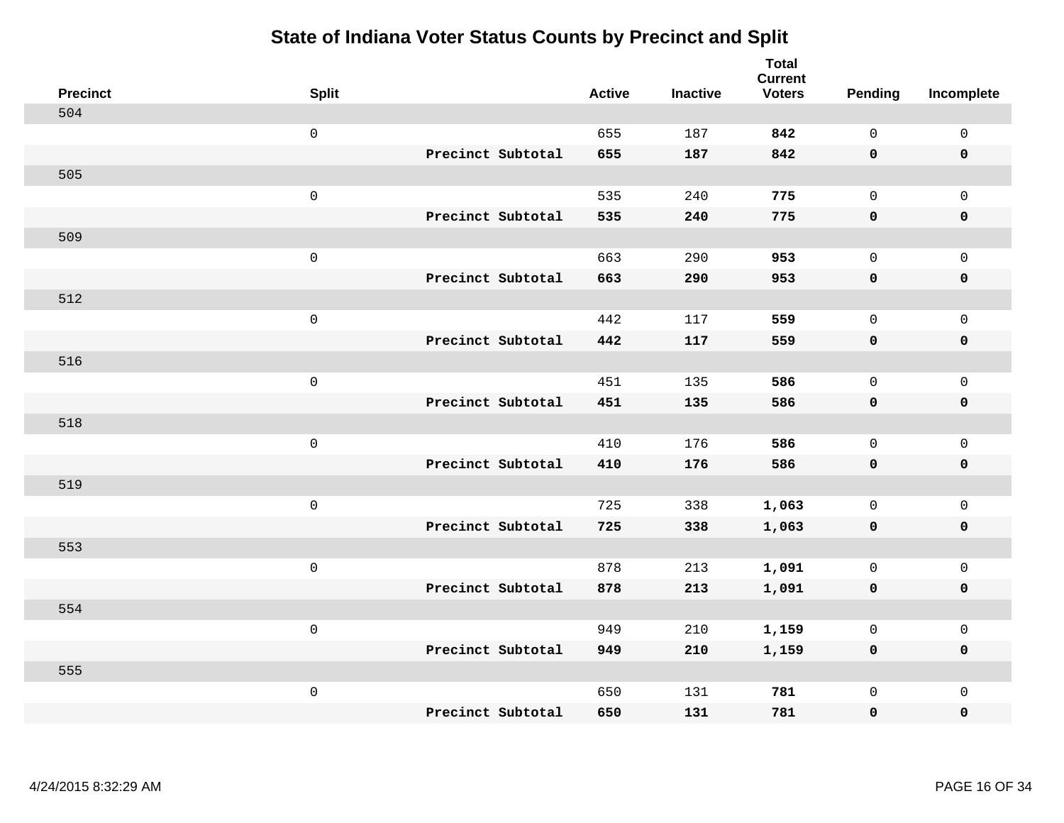# State of Indiana Voter Status Counts by Precinct and Split

| Precinct | Split | | Active | Inactive | Total Current Voters | Pending | Incomplete |
|---|---|---|---|---|---|---|---|
| 504 | | | | | | | |
| | 0 | | 655 | 187 | **842** | 0 | 0 |
| | | **Precinct Subtotal** | **655** | **187** | **842** | **0** | **0** |
| 505 | | | | | | | |
| | 0 | | 535 | 240 | **775** | 0 | 0 |
| | | **Precinct Subtotal** | **535** | **240** | **775** | **0** | **0** |
| 509 | | | | | | | |
| | 0 | | 663 | 290 | **953** | 0 | 0 |
| | | **Precinct Subtotal** | **663** | **290** | **953** | **0** | **0** |
| 512 | | | | | | | |
| | 0 | | 442 | 117 | **559** | 0 | 0 |
| | | **Precinct Subtotal** | **442** | **117** | **559** | **0** | **0** |
| 516 | | | | | | | |
| | 0 | | 451 | 135 | **586** | 0 | 0 |
| | | **Precinct Subtotal** | **451** | **135** | **586** | **0** | **0** |
| 518 | | | | | | | |
| | 0 | | 410 | 176 | **586** | 0 | 0 |
| | | **Precinct Subtotal** | **410** | **176** | **586** | **0** | **0** |
| 519 | | | | | | | |
| | 0 | | 725 | 338 | **1,063** | 0 | 0 |
| | | **Precinct Subtotal** | **725** | **338** | **1,063** | **0** | **0** |
| 553 | | | | | | | |
| | 0 | | 878 | 213 | **1,091** | 0 | 0 |
| | | **Precinct Subtotal** | **878** | **213** | **1,091** | **0** | **0** |
| 554 | | | | | | | |
| | 0 | | 949 | 210 | **1,159** | 0 | 0 |
| | | **Precinct Subtotal** | **949** | **210** | **1,159** | **0** | **0** |
| 555 | | | | | | | |
| | 0 | | 650 | 131 | **781** | 0 | 0 |
| | | **Precinct Subtotal** | **650** | **131** | **781** | **0** | **0** |

4/24/2015 8:32:29 AM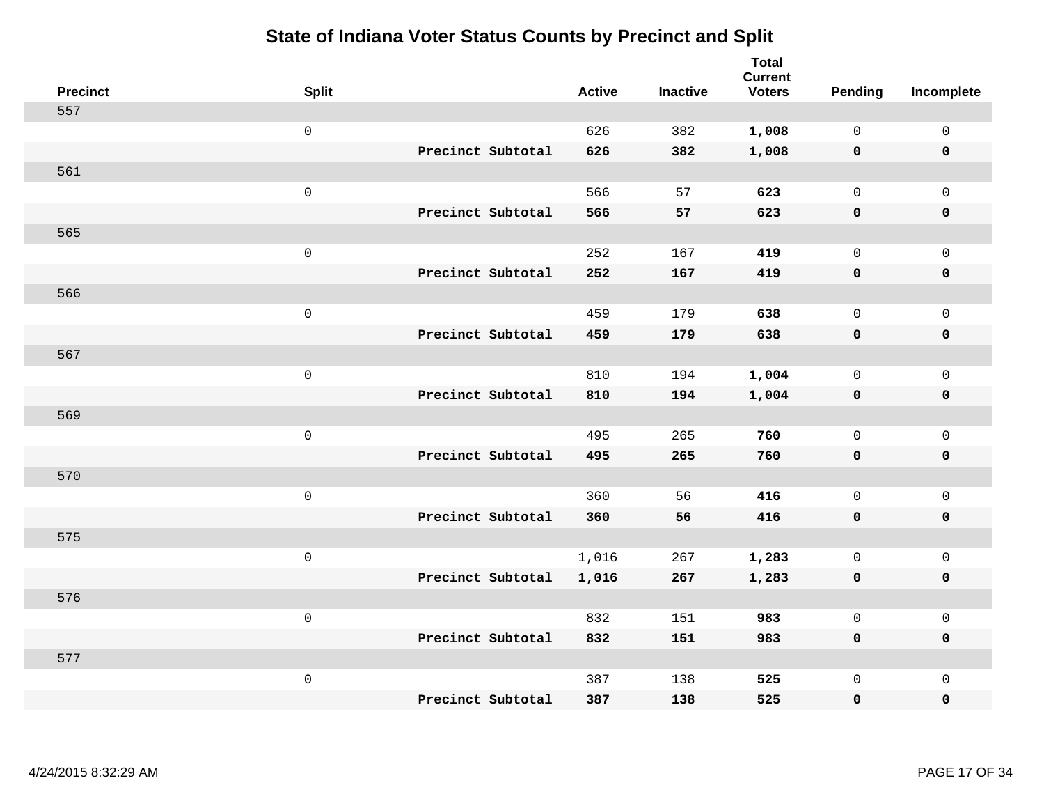# State of Indiana Voter Status Counts by Precinct and Split

| Precinct | Split | | Active | Inactive | Total Current Voters | Pending | Incomplete |
|---|---|---|---|---|---|---|---|
| 557 | | | | | | | |
| | 0 | | 626 | 382 | **1,008** | 0 | 0 |
| | | **Precinct Subtotal** | **626** | **382** | **1,008** | **0** | **0** |
| 561 | | | | | | | |
| | 0 | | 566 | 57 | **623** | 0 | 0 |
| | | **Precinct Subtotal** | **566** | **57** | **623** | **0** | **0** |
| 565 | | | | | | | |
| | 0 | | 252 | 167 | **419** | 0 | 0 |
| | | **Precinct Subtotal** | **252** | **167** | **419** | **0** | **0** |
| 566 | | | | | | | |
| | 0 | | 459 | 179 | **638** | 0 | 0 |
| | | **Precinct Subtotal** | **459** | **179** | **638** | **0** | **0** |
| 567 | | | | | | | |
| | 0 | | 810 | 194 | **1,004** | 0 | 0 |
| | | **Precinct Subtotal** | **810** | **194** | **1,004** | **0** | **0** |
| 569 | | | | | | | |
| | 0 | | 495 | 265 | **760** | 0 | 0 |
| | | **Precinct Subtotal** | **495** | **265** | **760** | **0** | **0** |
| 570 | | | | | | | |
| | 0 | | 360 | 56 | **416** | 0 | 0 |
| | | **Precinct Subtotal** | **360** | **56** | **416** | **0** | **0** |
| 575 | | | | | | | |
| | 0 | | 1,016 | 267 | **1,283** | 0 | 0 |
| | | **Precinct Subtotal** | **1,016** | **267** | **1,283** | **0** | **0** |
| 576 | | | | | | | |
| | 0 | | 832 | 151 | **983** | 0 | 0 |
| | | **Precinct Subtotal** | **832** | **151** | **983** | **0** | **0** |
| 577 | | | | | | | |
| | 0 | | 387 | 138 | **525** | 0 | 0 |
| | | **Precinct Subtotal** | **387** | **138** | **525** | **0** | **0** |

4/24/2015 8:32:29 AM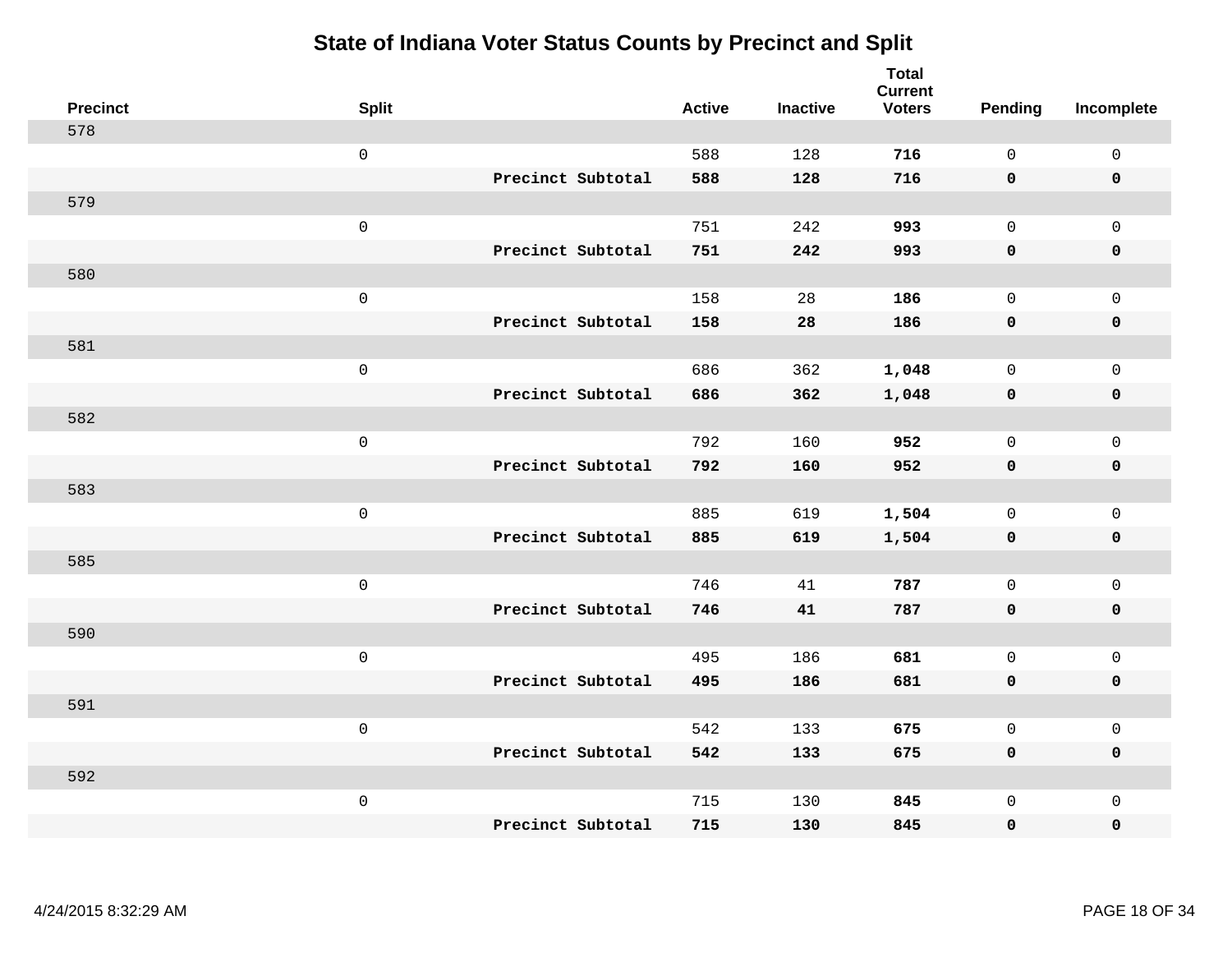# State of Indiana Voter Status Counts by Precinct and Split

| Precinct | Split | | Active | Inactive | Total Current Voters | Pending | Incomplete |
|---|---|---|---|---|---|---|---|
| 578 | | | | | | | |
| | 0 | | 588 | 128 | **716** | 0 | 0 |
| | | **Precinct Subtotal** | **588** | **128** | **716** | **0** | **0** |
| 579 | | | | | | | |
| | 0 | | 751 | 242 | **993** | 0 | 0 |
| | | **Precinct Subtotal** | **751** | **242** | **993** | **0** | **0** |
| 580 | | | | | | | |
| | 0 | | 158 | 28 | **186** | 0 | 0 |
| | | **Precinct Subtotal** | **158** | **28** | **186** | **0** | **0** |
| 581 | | | | | | | |
| | 0 | | 686 | 362 | **1,048** | 0 | 0 |
| | | **Precinct Subtotal** | **686** | **362** | **1,048** | **0** | **0** |
| 582 | | | | | | | |
| | 0 | | 792 | 160 | **952** | 0 | 0 |
| | | **Precinct Subtotal** | **792** | **160** | **952** | **0** | **0** |
| 583 | | | | | | | |
| | 0 | | 885 | 619 | **1,504** | 0 | 0 |
| | | **Precinct Subtotal** | **885** | **619** | **1,504** | **0** | **0** |
| 585 | | | | | | | |
| | 0 | | 746 | 41 | **787** | 0 | 0 |
| | | **Precinct Subtotal** | **746** | **41** | **787** | **0** | **0** |
| 590 | | | | | | | |
| | 0 | | 495 | 186 | **681** | 0 | 0 |
| | | **Precinct Subtotal** | **495** | **186** | **681** | **0** | **0** |
| 591 | | | | | | | |
| | 0 | | 542 | 133 | **675** | 0 | 0 |
| | | **Precinct Subtotal** | **542** | **133** | **675** | **0** | **0** |
| 592 | | | | | | | |
| | 0 | | 715 | 130 | **845** | 0 | 0 |
| | | **Precinct Subtotal** | **715** | **130** | **845** | **0** | **0** |

4/24/2015 8:32:29 AM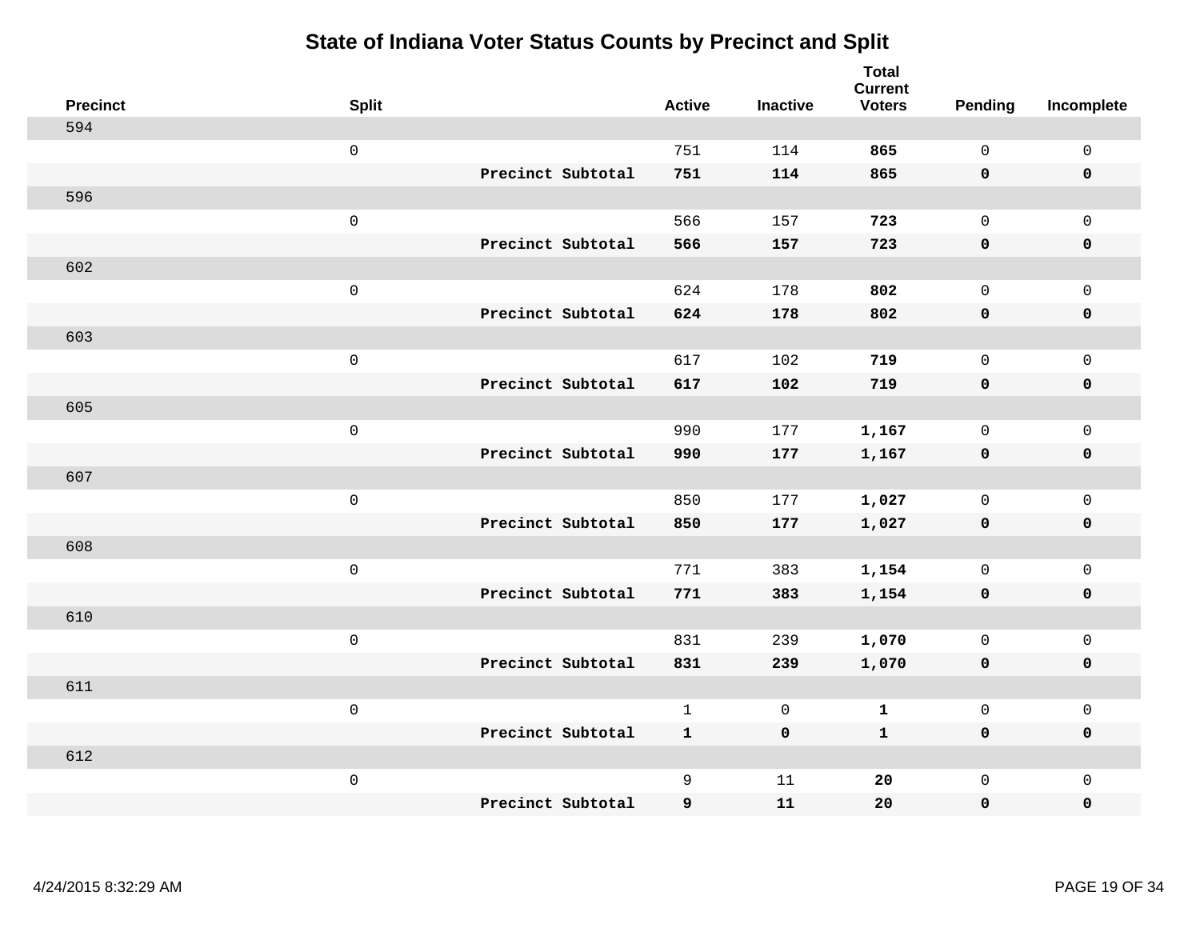# State of Indiana Voter Status Counts by Precinct and Split

| Precinct | Split | | Active | Inactive | Total Current Voters | Pending | Incomplete |
|---|---|---|---|---|---|---|---|
| 594 | | | | | | | |
| | 0 | | 751 | 114 | **865** | 0 | 0 |
| | | **Precinct Subtotal** | **751** | **114** | **865** | **0** | **0** |
| 596 | | | | | | | |
| | 0 | | 566 | 157 | **723** | 0 | 0 |
| | | **Precinct Subtotal** | **566** | **157** | **723** | **0** | **0** |
| 602 | | | | | | | |
| | 0 | | 624 | 178 | **802** | 0 | 0 |
| | | **Precinct Subtotal** | **624** | **178** | **802** | **0** | **0** |
| 603 | | | | | | | |
| | 0 | | 617 | 102 | **719** | 0 | 0 |
| | | **Precinct Subtotal** | **617** | **102** | **719** | **0** | **0** |
| 605 | | | | | | | |
| | 0 | | 990 | 177 | **1,167** | 0 | 0 |
| | | **Precinct Subtotal** | **990** | **177** | **1,167** | **0** | **0** |
| 607 | | | | | | | |
| | 0 | | 850 | 177 | **1,027** | 0 | 0 |
| | | **Precinct Subtotal** | **850** | **177** | **1,027** | **0** | **0** |
| 608 | | | | | | | |
| | 0 | | 771 | 383 | **1,154** | 0 | 0 |
| | | **Precinct Subtotal** | **771** | **383** | **1,154** | **0** | **0** |
| 610 | | | | | | | |
| | 0 | | 831 | 239 | **1,070** | 0 | 0 |
| | | **Precinct Subtotal** | **831** | **239** | **1,070** | **0** | **0** |
| 611 | | | | | | | |
| | 0 | | 1 | 0 | **1** | 0 | 0 |
| | | **Precinct Subtotal** | **1** | **0** | **1** | **0** | **0** |
| 612 | | | | | | | |
| | 0 | | 9 | 11 | **20** | 0 | 0 |
| | | **Precinct Subtotal** | **9** | **11** | **20** | **0** | **0** |

4/24/2015 8:32:29 AM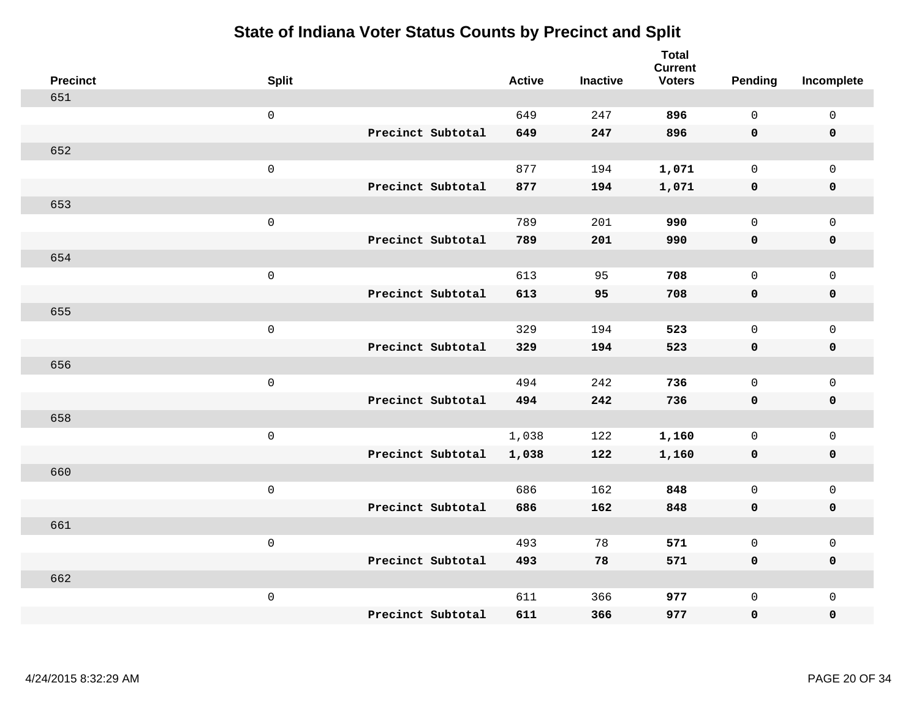# State of Indiana Voter Status Counts by Precinct and Split

| Precinct | Split | | Active | Inactive | Total Current Voters | Pending | Incomplete |
|---|---|---|---|---|---|---|---|
| 651 | | | | | | | |
| | 0 | | 649 | 247 | **896** | 0 | 0 |
| | | **Precinct Subtotal** | **649** | **247** | **896** | **0** | **0** |
| 652 | | | | | | | |
| | 0 | | 877 | 194 | **1,071** | 0 | 0 |
| | | **Precinct Subtotal** | **877** | **194** | **1,071** | **0** | **0** |
| 653 | | | | | | | |
| | 0 | | 789 | 201 | **990** | 0 | 0 |
| | | **Precinct Subtotal** | **789** | **201** | **990** | **0** | **0** |
| 654 | | | | | | | |
| | 0 | | 613 | 95 | **708** | 0 | 0 |
| | | **Precinct Subtotal** | **613** | **95** | **708** | **0** | **0** |
| 655 | | | | | | | |
| | 0 | | 329 | 194 | **523** | 0 | 0 |
| | | **Precinct Subtotal** | **329** | **194** | **523** | **0** | **0** |
| 656 | | | | | | | |
| | 0 | | 494 | 242 | **736** | 0 | 0 |
| | | **Precinct Subtotal** | **494** | **242** | **736** | **0** | **0** |
| 658 | | | | | | | |
| | 0 | | 1,038 | 122 | **1,160** | 0 | 0 |
| | | **Precinct Subtotal** | **1,038** | **122** | **1,160** | **0** | **0** |
| 660 | | | | | | | |
| | 0 | | 686 | 162 | **848** | 0 | 0 |
| | | **Precinct Subtotal** | **686** | **162** | **848** | **0** | **0** |
| 661 | | | | | | | |
| | 0 | | 493 | 78 | **571** | 0 | 0 |
| | | **Precinct Subtotal** | **493** | **78** | **571** | **0** | **0** |
| 662 | | | | | | | |
| | 0 | | 611 | 366 | **977** | 0 | 0 |
| | | **Precinct Subtotal** | **611** | **366** | **977** | **0** | **0** |

4/24/2015 8:32:29 AM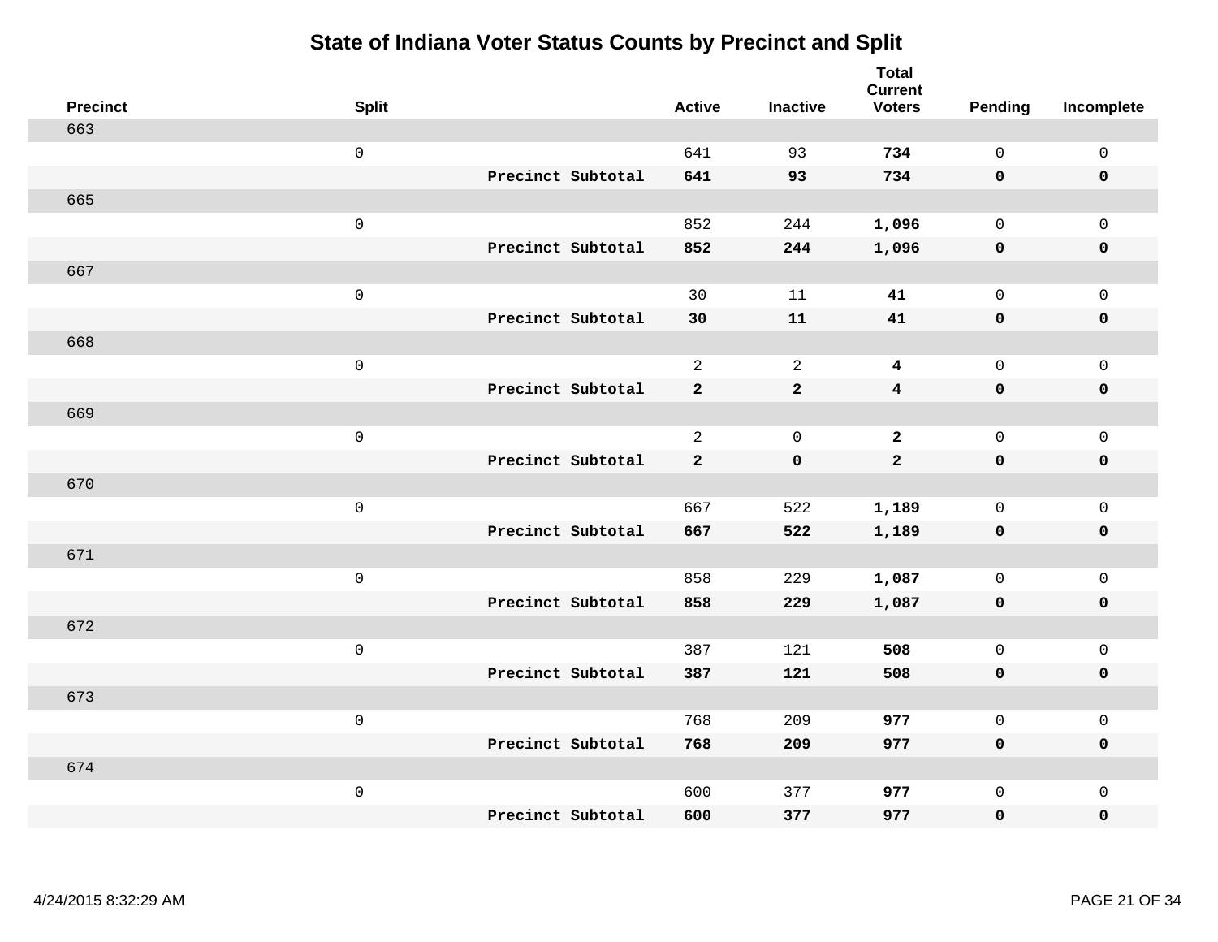# State of Indiana Voter Status Counts by Precinct and Split

| Precinct | Split | | Active | Inactive | Total Current Voters | Pending | Incomplete |
|---|---|---|---|---|---|---|---|
| 663 | | | | | | | |
| | 0 | | 641 | 93 | **734** | 0 | 0 |
| | | **Precinct Subtotal** | **641** | **93** | **734** | **0** | **0** |
| 665 | | | | | | | |
| | 0 | | 852 | 244 | **1,096** | 0 | 0 |
| | | **Precinct Subtotal** | **852** | **244** | **1,096** | **0** | **0** |
| 667 | | | | | | | |
| | 0 | | 30 | 11 | **41** | 0 | 0 |
| | | **Precinct Subtotal** | **30** | **11** | **41** | **0** | **0** |
| 668 | | | | | | | |
| | 0 | | 2 | 2 | **4** | 0 | 0 |
| | | **Precinct Subtotal** | **2** | **2** | **4** | **0** | **0** |
| 669 | | | | | | | |
| | 0 | | 2 | 0 | **2** | 0 | 0 |
| | | **Precinct Subtotal** | **2** | **0** | **2** | **0** | **0** |
| 670 | | | | | | | |
| | 0 | | 667 | 522 | **1,189** | 0 | 0 |
| | | **Precinct Subtotal** | **667** | **522** | **1,189** | **0** | **0** |
| 671 | | | | | | | |
| | 0 | | 858 | 229 | **1,087** | 0 | 0 |
| | | **Precinct Subtotal** | **858** | **229** | **1,087** | **0** | **0** |
| 672 | | | | | | | |
| | 0 | | 387 | 121 | **508** | 0 | 0 |
| | | **Precinct Subtotal** | **387** | **121** | **508** | **0** | **0** |
| 673 | | | | | | | |
| | 0 | | 768 | 209 | **977** | 0 | 0 |
| | | **Precinct Subtotal** | **768** | **209** | **977** | **0** | **0** |
| 674 | | | | | | | |
| | 0 | | 600 | 377 | **977** | 0 | 0 |
| | | **Precinct Subtotal** | **600** | **377** | **977** | **0** | **0** |

4/24/2015 8:32:29 AM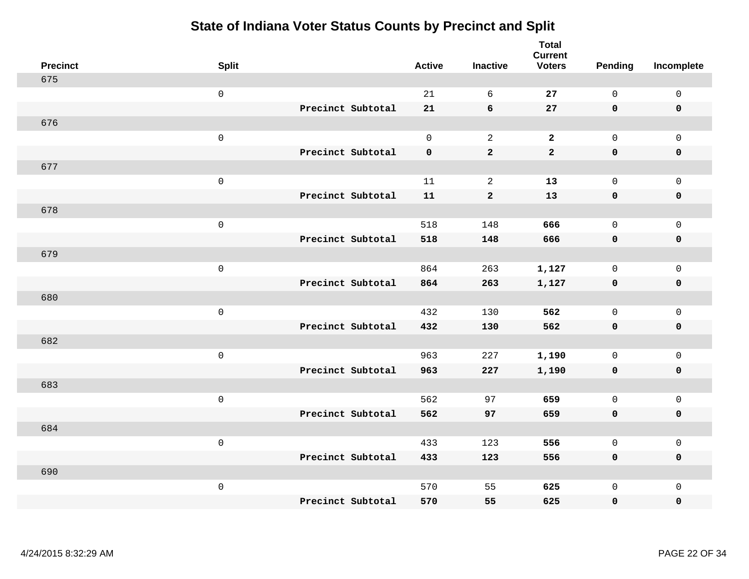# State of Indiana Voter Status Counts by Precinct and Split

| Precinct | Split | | Active | Inactive | Total Current Voters | Pending | Incomplete |
|---|---|---|---|---|---|---|---|
| 675 | | | | | | | |
| | 0 | | 21 | 6 | **27** | 0 | 0 |
| | | **Precinct Subtotal** | **21** | **6** | **27** | **0** | **0** |
| 676 | | | | | | | |
| | 0 | | 0 | 2 | **2** | 0 | 0 |
| | | **Precinct Subtotal** | **0** | **2** | **2** | **0** | **0** |
| 677 | | | | | | | |
| | 0 | | 11 | 2 | **13** | 0 | 0 |
| | | **Precinct Subtotal** | **11** | **2** | **13** | **0** | **0** |
| 678 | | | | | | | |
| | 0 | | 518 | 148 | **666** | 0 | 0 |
| | | **Precinct Subtotal** | **518** | **148** | **666** | **0** | **0** |
| 679 | | | | | | | |
| | 0 | | 864 | 263 | **1,127** | 0 | 0 |
| | | **Precinct Subtotal** | **864** | **263** | **1,127** | **0** | **0** |
| 680 | | | | | | | |
| | 0 | | 432 | 130 | **562** | 0 | 0 |
| | | **Precinct Subtotal** | **432** | **130** | **562** | **0** | **0** |
| 682 | | | | | | | |
| | 0 | | 963 | 227 | **1,190** | 0 | 0 |
| | | **Precinct Subtotal** | **963** | **227** | **1,190** | **0** | **0** |
| 683 | | | | | | | |
| | 0 | | 562 | 97 | **659** | 0 | 0 |
| | | **Precinct Subtotal** | **562** | **97** | **659** | **0** | **0** |
| 684 | | | | | | | |
| | 0 | | 433 | 123 | **556** | 0 | 0 |
| | | **Precinct Subtotal** | **433** | **123** | **556** | **0** | **0** |
| 690 | | | | | | | |
| | 0 | | 570 | 55 | **625** | 0 | 0 |
| | | **Precinct Subtotal** | **570** | **55** | **625** | **0** | **0** |

4/24/2015 8:32:29 AM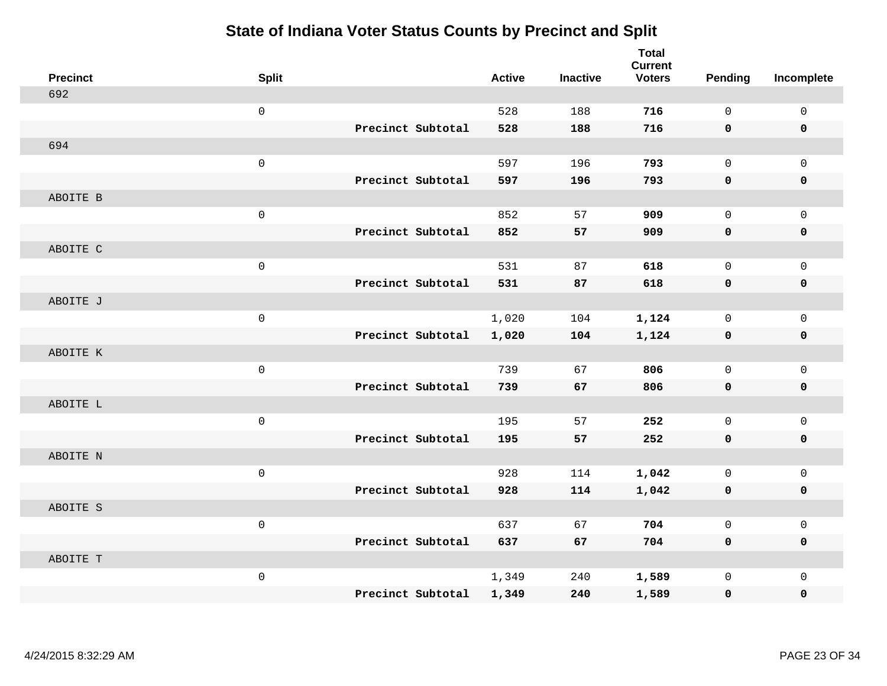# State of Indiana Voter Status Counts by Precinct and Split

| Precinct | Split | | Active | Inactive | Total Current Voters | Pending | Incomplete |
|---|---|---|---|---|---|---|---|
| 692 | | | | | | | |
| | 0 | | 528 | 188 | **716** | 0 | 0 |
| | | **Precinct Subtotal** | **528** | **188** | **716** | **0** | **0** |
| 694 | | | | | | | |
| | 0 | | 597 | 196 | **793** | 0 | 0 |
| | | **Precinct Subtotal** | **597** | **196** | **793** | **0** | **0** |
| ABOITE B | | | | | | | |
| | 0 | | 852 | 57 | **909** | 0 | 0 |
| | | **Precinct Subtotal** | **852** | **57** | **909** | **0** | **0** |
| ABOITE C | | | | | | | |
| | 0 | | 531 | 87 | **618** | 0 | 0 |
| | | **Precinct Subtotal** | **531** | **87** | **618** | **0** | **0** |
| ABOITE J | | | | | | | |
| | 0 | | 1,020 | 104 | **1,124** | 0 | 0 |
| | | **Precinct Subtotal** | **1,020** | **104** | **1,124** | **0** | **0** |
| ABOITE K | | | | | | | |
| | 0 | | 739 | 67 | **806** | 0 | 0 |
| | | **Precinct Subtotal** | **739** | **67** | **806** | **0** | **0** |
| ABOITE L | | | | | | | |
| | 0 | | 195 | 57 | **252** | 0 | 0 |
| | | **Precinct Subtotal** | **195** | **57** | **252** | **0** | **0** |
| ABOITE N | | | | | | | |
| | 0 | | 928 | 114 | **1,042** | 0 | 0 |
| | | **Precinct Subtotal** | **928** | **114** | **1,042** | **0** | **0** |
| ABOITE S | | | | | | | |
| | 0 | | 637 | 67 | **704** | 0 | 0 |
| | | **Precinct Subtotal** | **637** | **67** | **704** | **0** | **0** |
| ABOITE T | | | | | | | |
| | 0 | | 1,349 | 240 | **1,589** | 0 | 0 |
| | | **Precinct Subtotal** | **1,349** | **240** | **1,589** | **0** | **0** |

4/24/2015 8:32:29 AM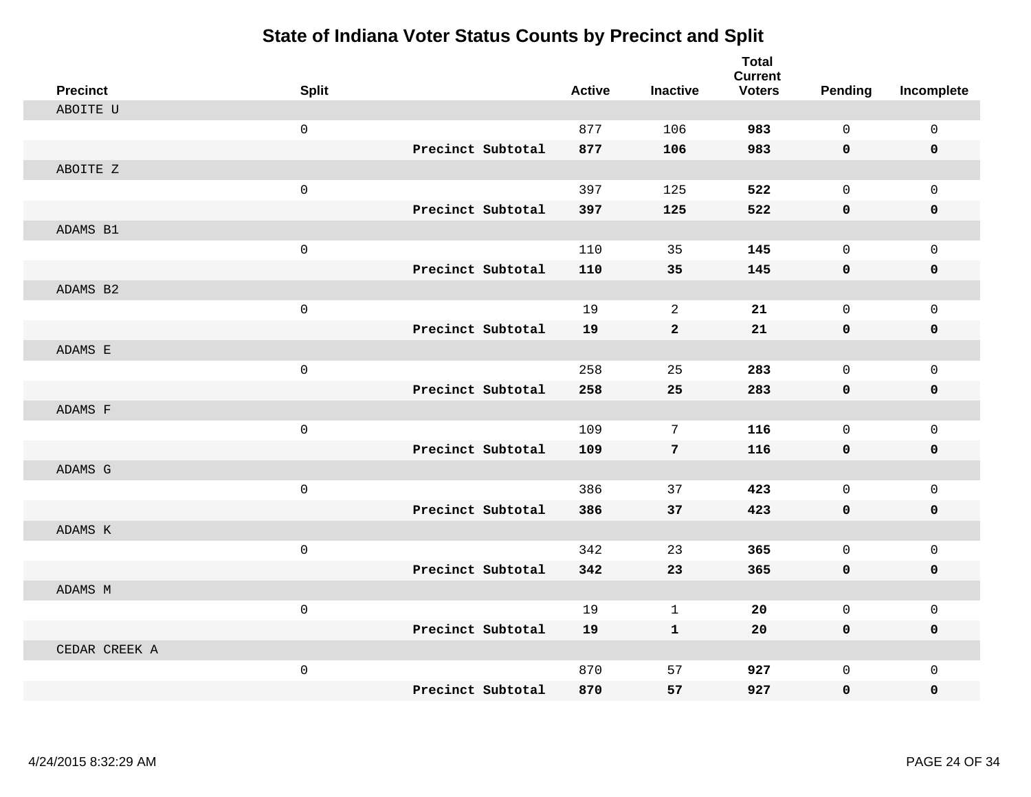# State of Indiana Voter Status Counts by Precinct and Split

| Precinct | Split | | Active | Inactive | Total Current Voters | Pending | Incomplete |
|---|---|---|---|---|---|---|---|
| ABOITE U | | | | | | | |
| | 0 | | 877 | 106 | **983** | 0 | 0 |
| | | **Precinct Subtotal** | **877** | **106** | **983** | **0** | **0** |
| ABOITE Z | | | | | | | |
| | 0 | | 397 | 125 | **522** | 0 | 0 |
| | | **Precinct Subtotal** | **397** | **125** | **522** | **0** | **0** |
| ADAMS B1 | | | | | | | |
| | 0 | | 110 | 35 | **145** | 0 | 0 |
| | | **Precinct Subtotal** | **110** | **35** | **145** | **0** | **0** |
| ADAMS B2 | | | | | | | |
| | 0 | | 19 | 2 | **21** | 0 | 0 |
| | | **Precinct Subtotal** | **19** | **2** | **21** | **0** | **0** |
| ADAMS E | | | | | | | |
| | 0 | | 258 | 25 | **283** | 0 | 0 |
| | | **Precinct Subtotal** | **258** | **25** | **283** | **0** | **0** |
| ADAMS F | | | | | | | |
| | 0 | | 109 | 7 | **116** | 0 | 0 |
| | | **Precinct Subtotal** | **109** | **7** | **116** | **0** | **0** |
| ADAMS G | | | | | | | |
| | 0 | | 386 | 37 | **423** | 0 | 0 |
| | | **Precinct Subtotal** | **386** | **37** | **423** | **0** | **0** |
| ADAMS K | | | | | | | |
| | 0 | | 342 | 23 | **365** | 0 | 0 |
| | | **Precinct Subtotal** | **342** | **23** | **365** | **0** | **0** |
| ADAMS M | | | | | | | |
| | 0 | | 19 | 1 | **20** | 0 | 0 |
| | | **Precinct Subtotal** | **19** | **1** | **20** | **0** | **0** |
| CEDAR CREEK A | | | | | | | |
| | 0 | | 870 | 57 | **927** | 0 | 0 |
| | | **Precinct Subtotal** | **870** | **57** | **927** | **0** | **0** |

4/24/2015 8:32:29 AM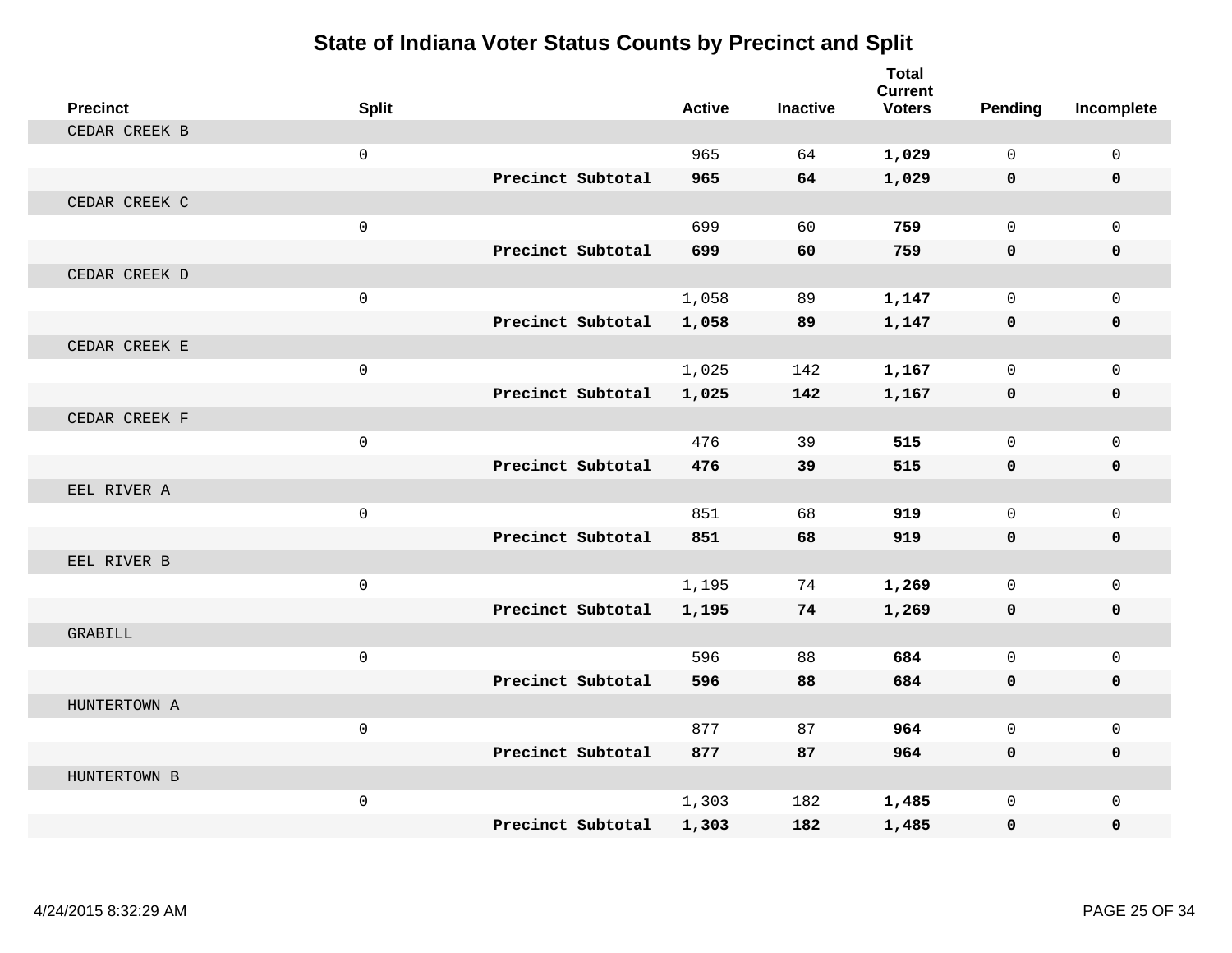# State of Indiana Voter Status Counts by Precinct and Split

| Precinct | Split | | Active | Inactive | Total Current Voters | Pending | Incomplete |
|---|---|---|---|---|---|---|---|
| CEDAR CREEK B | | | | | | | |
| | 0 | | 965 | 64 | **1,029** | 0 | 0 |
| | | **Precinct Subtotal** | **965** | **64** | **1,029** | **0** | **0** |
| CEDAR CREEK C | | | | | | | |
| | 0 | | 699 | 60 | **759** | 0 | 0 |
| | | **Precinct Subtotal** | **699** | **60** | **759** | **0** | **0** |
| CEDAR CREEK D | | | | | | | |
| | 0 | | 1,058 | 89 | **1,147** | 0 | 0 |
| | | **Precinct Subtotal** | **1,058** | **89** | **1,147** | **0** | **0** |
| CEDAR CREEK E | | | | | | | |
| | 0 | | 1,025 | 142 | **1,167** | 0 | 0 |
| | | **Precinct Subtotal** | **1,025** | **142** | **1,167** | **0** | **0** |
| CEDAR CREEK F | | | | | | | |
| | 0 | | 476 | 39 | **515** | 0 | 0 |
| | | **Precinct Subtotal** | **476** | **39** | **515** | **0** | **0** |
| EEL RIVER A | | | | | | | |
| | 0 | | 851 | 68 | **919** | 0 | 0 |
| | | **Precinct Subtotal** | **851** | **68** | **919** | **0** | **0** |
| EEL RIVER B | | | | | | | |
| | 0 | | 1,195 | 74 | **1,269** | 0 | 0 |
| | | **Precinct Subtotal** | **1,195** | **74** | **1,269** | **0** | **0** |
| GRABILL | | | | | | | |
| | 0 | | 596 | 88 | **684** | 0 | 0 |
| | | **Precinct Subtotal** | **596** | **88** | **684** | **0** | **0** |
| HUNTERTOWN A | | | | | | | |
| | 0 | | 877 | 87 | **964** | 0 | 0 |
| | | **Precinct Subtotal** | **877** | **87** | **964** | **0** | **0** |
| HUNTERTOWN B | | | | | | | |
| | 0 | | 1,303 | 182 | **1,485** | 0 | 0 |
| | | **Precinct Subtotal** | **1,303** | **182** | **1,485** | **0** | **0** |

4/24/2015 8:32:29 AM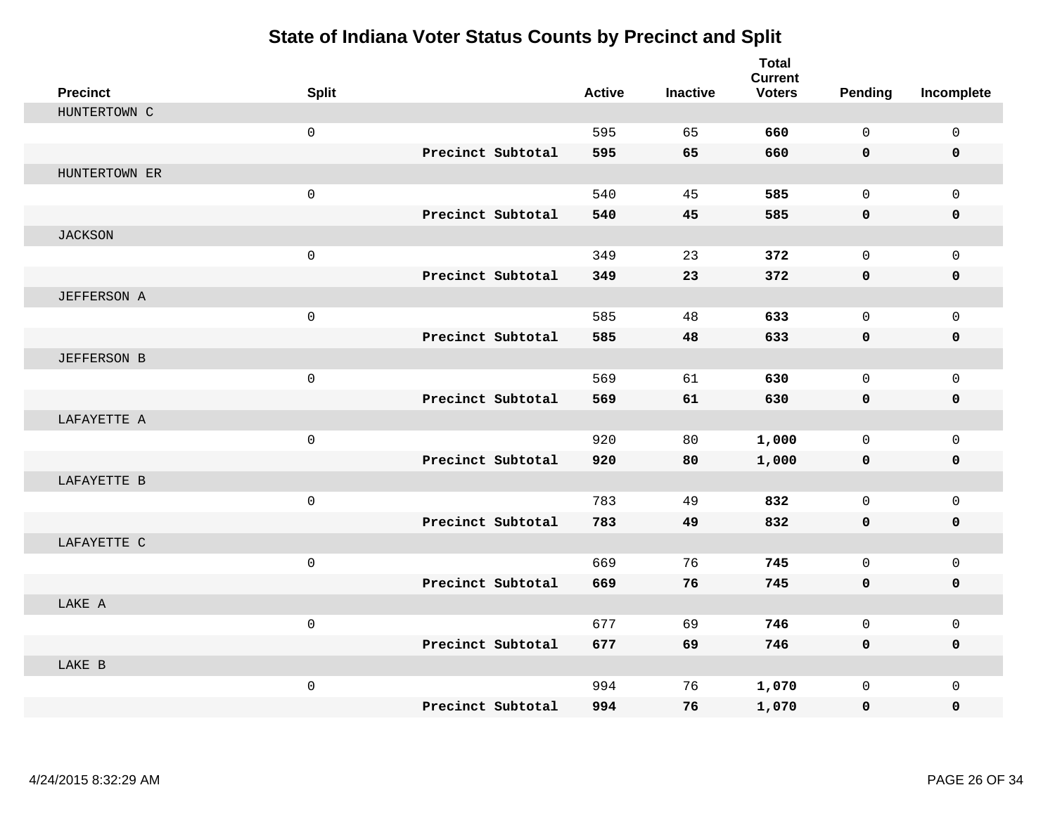# State of Indiana Voter Status Counts by Precinct and Split

| Precinct | Split | | Active | Inactive | Total Current Voters | Pending | Incomplete |
|---|---|---|---|---|---|---|---|
| HUNTERTOWN C | | | | | | | |
| | 0 | | 595 | 65 | **660** | 0 | 0 |
| | | **Precinct Subtotal** | **595** | **65** | **660** | **0** | **0** |
| HUNTERTOWN ER | | | | | | | |
| | 0 | | 540 | 45 | **585** | 0 | 0 |
| | | **Precinct Subtotal** | **540** | **45** | **585** | **0** | **0** |
| JACKSON | | | | | | | |
| | 0 | | 349 | 23 | **372** | 0 | 0 |
| | | **Precinct Subtotal** | **349** | **23** | **372** | **0** | **0** |
| JEFFERSON A | | | | | | | |
| | 0 | | 585 | 48 | **633** | 0 | 0 |
| | | **Precinct Subtotal** | **585** | **48** | **633** | **0** | **0** |
| JEFFERSON B | | | | | | | |
| | 0 | | 569 | 61 | **630** | 0 | 0 |
| | | **Precinct Subtotal** | **569** | **61** | **630** | **0** | **0** |
| LAFAYETTE A | | | | | | | |
| | 0 | | 920 | 80 | **1,000** | 0 | 0 |
| | | **Precinct Subtotal** | **920** | **80** | **1,000** | **0** | **0** |
| LAFAYETTE B | | | | | | | |
| | 0 | | 783 | 49 | **832** | 0 | 0 |
| | | **Precinct Subtotal** | **783** | **49** | **832** | **0** | **0** |
| LAFAYETTE C | | | | | | | |
| | 0 | | 669 | 76 | **745** | 0 | 0 |
| | | **Precinct Subtotal** | **669** | **76** | **745** | **0** | **0** |
| LAKE A | | | | | | | |
| | 0 | | 677 | 69 | **746** | 0 | 0 |
| | | **Precinct Subtotal** | **677** | **69** | **746** | **0** | **0** |
| LAKE B | | | | | | | |
| | 0 | | 994 | 76 | **1,070** | 0 | 0 |
| | | **Precinct Subtotal** | **994** | **76** | **1,070** | **0** | **0** |

4/24/2015 8:32:29 AM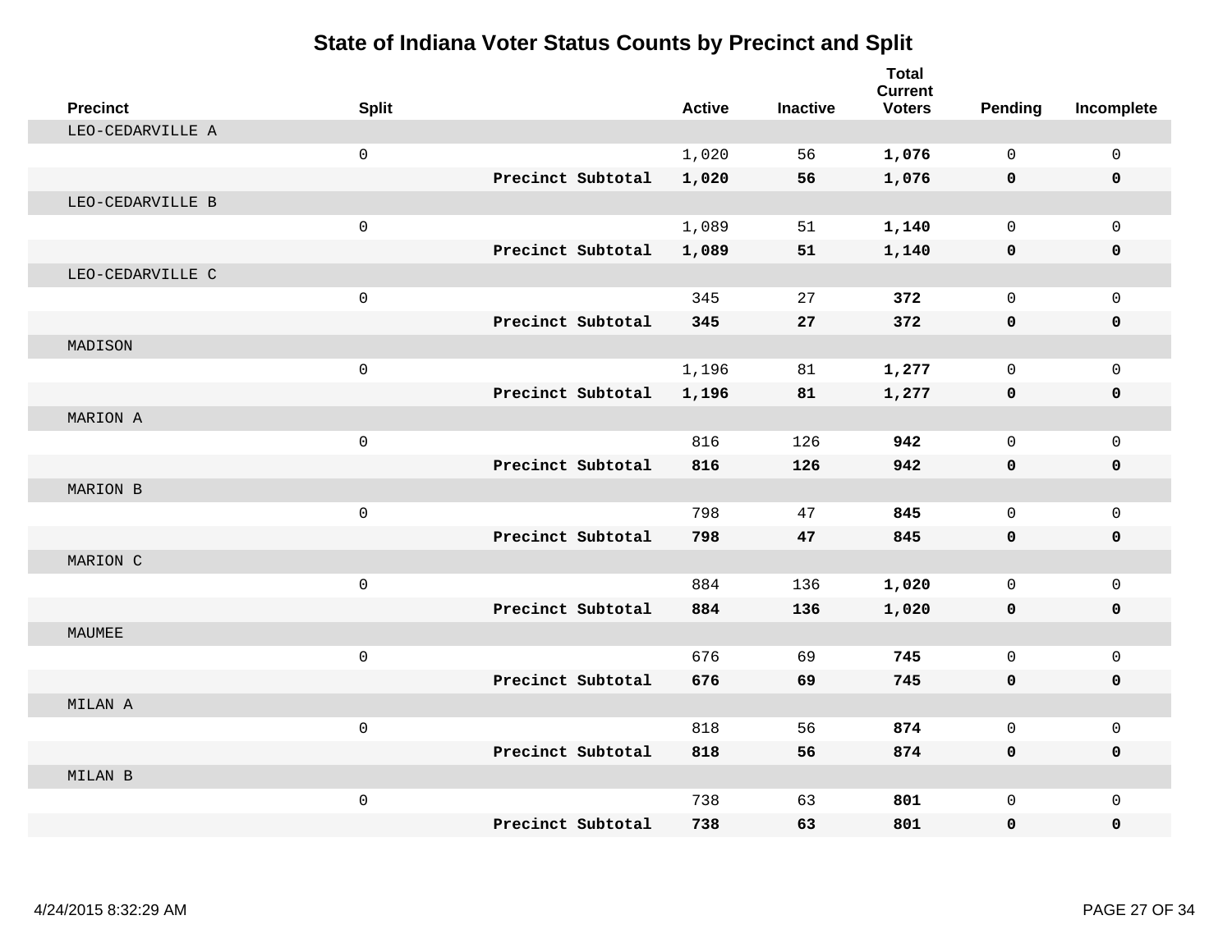# State of Indiana Voter Status Counts by Precinct and Split

| Precinct | Split | | Active | Inactive | Total Current Voters | Pending | Incomplete |
|---|---|---|---|---|---|---|---|
| LEO-CEDARVILLE A | | | | | | | |
| | 0 | | 1,020 | 56 | **1,076** | 0 | 0 |
| | | **Precinct Subtotal** | **1,020** | **56** | **1,076** | **0** | **0** |
| LEO-CEDARVILLE B | | | | | | | |
| | 0 | | 1,089 | 51 | **1,140** | 0 | 0 |
| | | **Precinct Subtotal** | **1,089** | **51** | **1,140** | **0** | **0** |
| LEO-CEDARVILLE C | | | | | | | |
| | 0 | | 345 | 27 | **372** | 0 | 0 |
| | | **Precinct Subtotal** | **345** | **27** | **372** | **0** | **0** |
| MADISON | | | | | | | |
| | 0 | | 1,196 | 81 | **1,277** | 0 | 0 |
| | | **Precinct Subtotal** | **1,196** | **81** | **1,277** | **0** | **0** |
| MARION A | | | | | | | |
| | 0 | | 816 | 126 | **942** | 0 | 0 |
| | | **Precinct Subtotal** | **816** | **126** | **942** | **0** | **0** |
| MARION B | | | | | | | |
| | 0 | | 798 | 47 | **845** | 0 | 0 |
| | | **Precinct Subtotal** | **798** | **47** | **845** | **0** | **0** |
| MARION C | | | | | | | |
| | 0 | | 884 | 136 | **1,020** | 0 | 0 |
| | | **Precinct Subtotal** | **884** | **136** | **1,020** | **0** | **0** |
| MAUMEE | | | | | | | |
| | 0 | | 676 | 69 | **745** | 0 | 0 |
| | | **Precinct Subtotal** | **676** | **69** | **745** | **0** | **0** |
| MILAN A | | | | | | | |
| | 0 | | 818 | 56 | **874** | 0 | 0 |
| | | **Precinct Subtotal** | **818** | **56** | **874** | **0** | **0** |
| MILAN B | | | | | | | |
| | 0 | | 738 | 63 | **801** | 0 | 0 |
| | | **Precinct Subtotal** | **738** | **63** | **801** | **0** | **0** |

4/24/2015 8:32:29 AM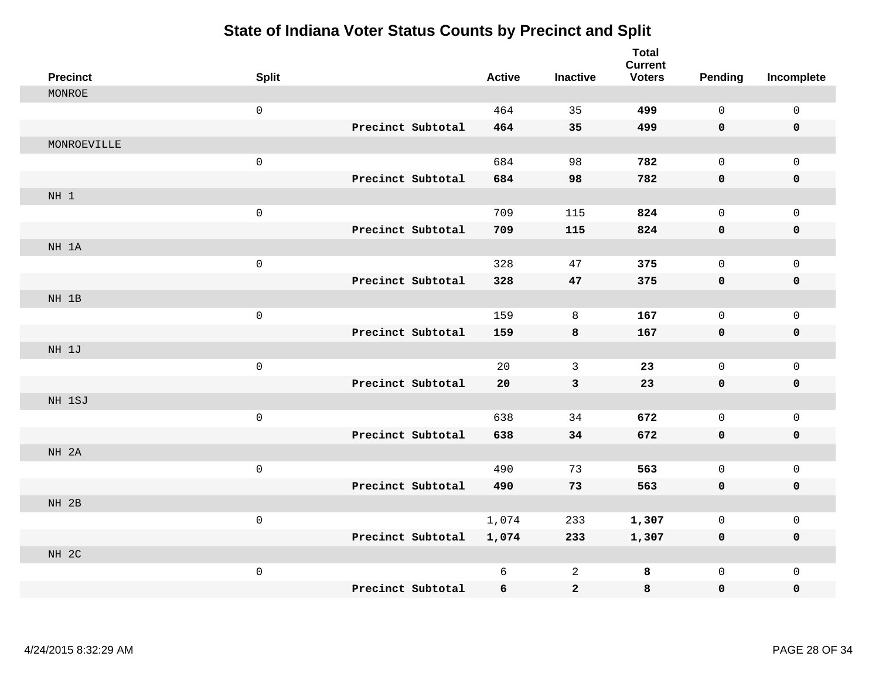# State of Indiana Voter Status Counts by Precinct and Split

| Precinct | Split | | Active | Inactive | Total Current Voters | Pending | Incomplete |
|---|---|---|---|---|---|---|---|
| MONROE | | | | | | | |
| | 0 | | 464 | 35 | **499** | 0 | 0 |
| | | **Precinct Subtotal** | **464** | **35** | **499** | **0** | **0** |
| MONROEVILLE | | | | | | | |
| | 0 | | 684 | 98 | **782** | 0 | 0 |
| | | **Precinct Subtotal** | **684** | **98** | **782** | **0** | **0** |
| NH 1 | | | | | | | |
| | 0 | | 709 | 115 | **824** | 0 | 0 |
| | | **Precinct Subtotal** | **709** | **115** | **824** | **0** | **0** |
| NH 1A | | | | | | | |
| | 0 | | 328 | 47 | **375** | 0 | 0 |
| | | **Precinct Subtotal** | **328** | **47** | **375** | **0** | **0** |
| NH 1B | | | | | | | |
| | 0 | | 159 | 8 | **167** | 0 | 0 |
| | | **Precinct Subtotal** | **159** | **8** | **167** | **0** | **0** |
| NH 1J | | | | | | | |
| | 0 | | 20 | 3 | **23** | 0 | 0 |
| | | **Precinct Subtotal** | **20** | **3** | **23** | **0** | **0** |
| NH 1SJ | | | | | | | |
| | 0 | | 638 | 34 | **672** | 0 | 0 |
| | | **Precinct Subtotal** | **638** | **34** | **672** | **0** | **0** |
| NH 2A | | | | | | | |
| | 0 | | 490 | 73 | **563** | 0 | 0 |
| | | **Precinct Subtotal** | **490** | **73** | **563** | **0** | **0** |
| NH 2B | | | | | | | |
| | 0 | | 1,074 | 233 | **1,307** | 0 | 0 |
| | | **Precinct Subtotal** | **1,074** | **233** | **1,307** | **0** | **0** |
| NH 2C | | | | | | | |
| | 0 | | 6 | 2 | **8** | 0 | 0 |
| | | **Precinct Subtotal** | **6** | **2** | **8** | **0** | **0** |

4/24/2015 8:32:29 AM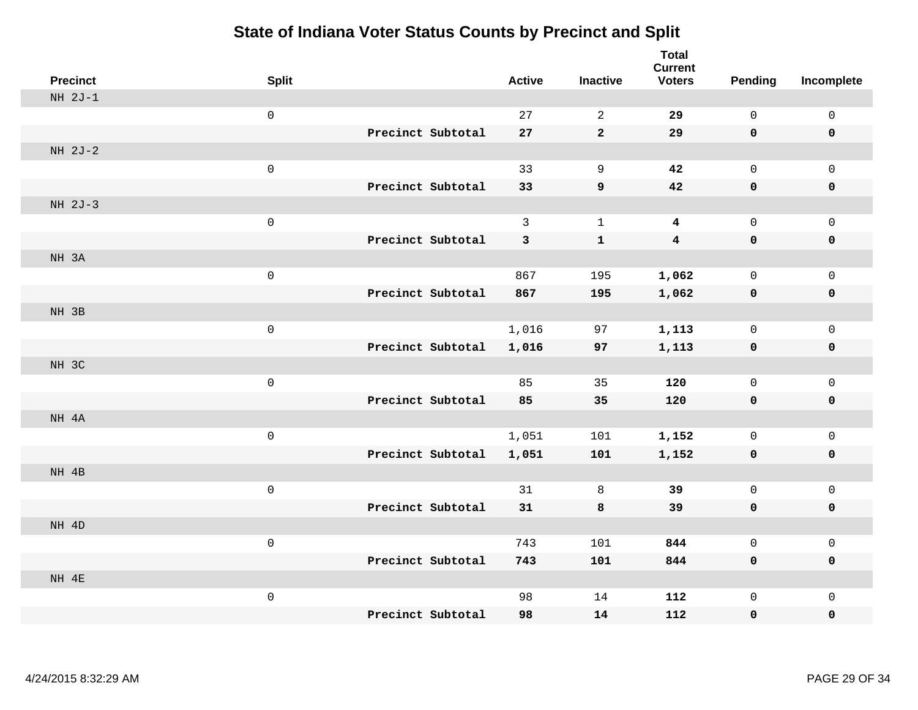# State of Indiana Voter Status Counts by Precinct and Split

| Precinct | Split | | Active | Inactive | Total Current Voters | Pending | Incomplete |
|---|---|---|---|---|---|---|---|
| NH 2J-1 | | | | | | | |
| | 0 | | 27 | 2 | **29** | 0 | 0 |
| | | **Precinct Subtotal** | **27** | **2** | **29** | **0** | **0** |
| NH 2J-2 | | | | | | | |
| | 0 | | 33 | 9 | **42** | 0 | 0 |
| | | **Precinct Subtotal** | **33** | **9** | **42** | **0** | **0** |
| NH 2J-3 | | | | | | | |
| | 0 | | 3 | 1 | **4** | 0 | 0 |
| | | **Precinct Subtotal** | **3** | **1** | **4** | **0** | **0** |
| NH 3A | | | | | | | |
| | 0 | | 867 | 195 | **1,062** | 0 | 0 |
| | | **Precinct Subtotal** | **867** | **195** | **1,062** | **0** | **0** |
| NH 3B | | | | | | | |
| | 0 | | 1,016 | 97 | **1,113** | 0 | 0 |
| | | **Precinct Subtotal** | **1,016** | **97** | **1,113** | **0** | **0** |
| NH 3C | | | | | | | |
| | 0 | | 85 | 35 | **120** | 0 | 0 |
| | | **Precinct Subtotal** | **85** | **35** | **120** | **0** | **0** |
| NH 4A | | | | | | | |
| | 0 | | 1,051 | 101 | **1,152** | 0 | 0 |
| | | **Precinct Subtotal** | **1,051** | **101** | **1,152** | **0** | **0** |
| NH 4B | | | | | | | |
| | 0 | | 31 | 8 | **39** | 0 | 0 |
| | | **Precinct Subtotal** | **31** | **8** | **39** | **0** | **0** |
| NH 4D | | | | | | | |
| | 0 | | 743 | 101 | **844** | 0 | 0 |
| | | **Precinct Subtotal** | **743** | **101** | **844** | **0** | **0** |
| NH 4E | | | | | | | |
| | 0 | | 98 | 14 | **112** | 0 | 0 |
| | | **Precinct Subtotal** | **98** | **14** | **112** | **0** | **0** |

4/24/2015 8:32:29 AM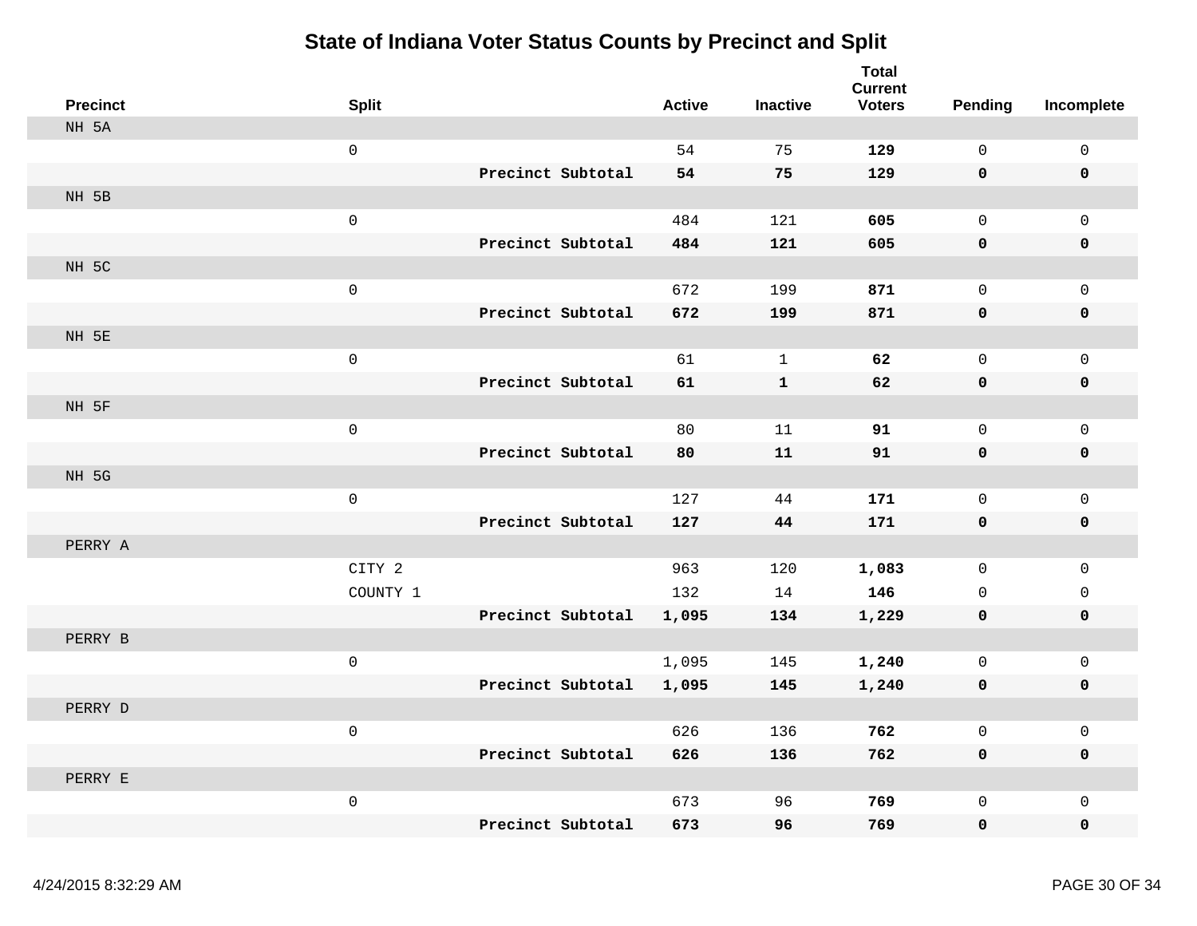# State of Indiana Voter Status Counts by Precinct and Split

| Precinct | Split | | Active | Inactive | Total Current Voters | Pending | Incomplete |
|---|---|---|---|---|---|---|---|
| NH 5A | | | | | | | |
| | 0 | | 54 | 75 | **129** | 0 | 0 |
| | | **Precinct Subtotal** | **54** | **75** | **129** | **0** | **0** |
| NH 5B | | | | | | | |
| | 0 | | 484 | 121 | **605** | 0 | 0 |
| | | **Precinct Subtotal** | **484** | **121** | **605** | **0** | **0** |
| NH 5C | | | | | | | |
| | 0 | | 672 | 199 | **871** | 0 | 0 |
| | | **Precinct Subtotal** | **672** | **199** | **871** | **0** | **0** |
| NH 5E | | | | | | | |
| | 0 | | 61 | 1 | **62** | 0 | 0 |
| | | **Precinct Subtotal** | **61** | **1** | **62** | **0** | **0** |
| NH 5F | | | | | | | |
| | 0 | | 80 | 11 | **91** | 0 | 0 |
| | | **Precinct Subtotal** | **80** | **11** | **91** | **0** | **0** |
| NH 5G | | | | | | | |
| | 0 | | 127 | 44 | **171** | 0 | 0 |
| | | **Precinct Subtotal** | **127** | **44** | **171** | **0** | **0** |
| PERRY A | | | | | | | |
| | CITY 2 | | 963 | 120 | **1,083** | 0 | 0 |
| | COUNTY 1 | | 132 | 14 | **146** | 0 | 0 |
| | | **Precinct Subtotal** | **1,095** | **134** | **1,229** | **0** | **0** |
| PERRY B | | | | | | | |
| | 0 | | 1,095 | 145 | **1,240** | 0 | 0 |
| | | **Precinct Subtotal** | **1,095** | **145** | **1,240** | **0** | **0** |
| PERRY D | | | | | | | |
| | 0 | | 626 | 136 | **762** | 0 | 0 |
| | | **Precinct Subtotal** | **626** | **136** | **762** | **0** | **0** |
| PERRY E | | | | | | | |
| | 0 | | 673 | 96 | **769** | 0 | 0 |
| | | **Precinct Subtotal** | **673** | **96** | **769** | **0** | **0** |

4/24/2015 8:32:29 AM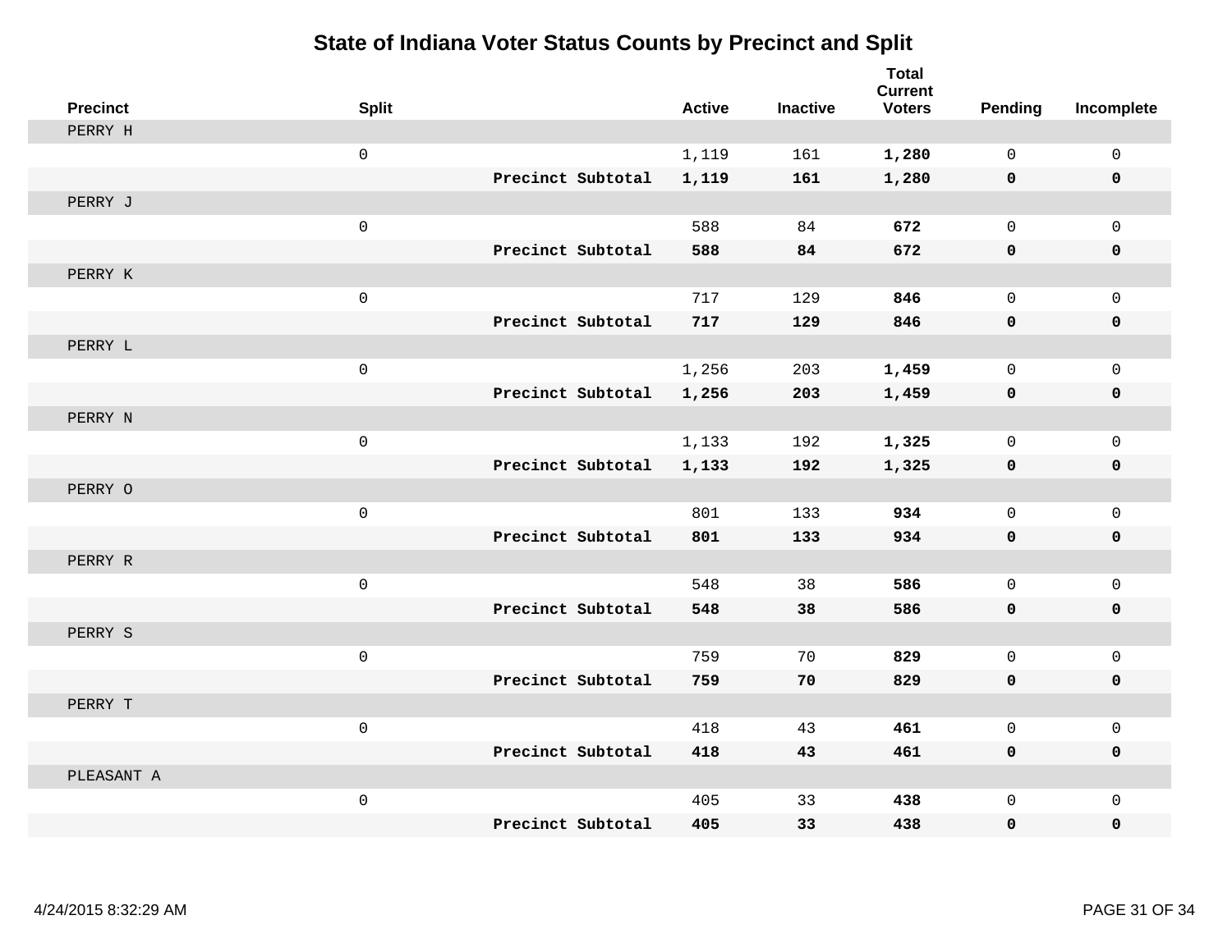# State of Indiana Voter Status Counts by Precinct and Split

| Precinct | Split | | Active | Inactive | Total Current Voters | Pending | Incomplete |
|---|---|---|---|---|---|---|---|
| PERRY H | | | | | | | |
| | 0 | | 1,119 | 161 | **1,280** | 0 | 0 |
| | | **Precinct Subtotal** | **1,119** | **161** | **1,280** | **0** | **0** |
| PERRY J | | | | | | | |
| | 0 | | 588 | 84 | **672** | 0 | 0 |
| | | **Precinct Subtotal** | **588** | **84** | **672** | **0** | **0** |
| PERRY K | | | | | | | |
| | 0 | | 717 | 129 | **846** | 0 | 0 |
| | | **Precinct Subtotal** | **717** | **129** | **846** | **0** | **0** |
| PERRY L | | | | | | | |
| | 0 | | 1,256 | 203 | **1,459** | 0 | 0 |
| | | **Precinct Subtotal** | **1,256** | **203** | **1,459** | **0** | **0** |
| PERRY N | | | | | | | |
| | 0 | | 1,133 | 192 | **1,325** | 0 | 0 |
| | | **Precinct Subtotal** | **1,133** | **192** | **1,325** | **0** | **0** |
| PERRY O | | | | | | | |
| | 0 | | 801 | 133 | **934** | 0 | 0 |
| | | **Precinct Subtotal** | **801** | **133** | **934** | **0** | **0** |
| PERRY R | | | | | | | |
| | 0 | | 548 | 38 | **586** | 0 | 0 |
| | | **Precinct Subtotal** | **548** | **38** | **586** | **0** | **0** |
| PERRY S | | | | | | | |
| | 0 | | 759 | 70 | **829** | 0 | 0 |
| | | **Precinct Subtotal** | **759** | **70** | **829** | **0** | **0** |
| PERRY T | | | | | | | |
| | 0 | | 418 | 43 | **461** | 0 | 0 |
| | | **Precinct Subtotal** | **418** | **43** | **461** | **0** | **0** |
| PLEASANT A | | | | | | | |
| | 0 | | 405 | 33 | **438** | 0 | 0 |
| | | **Precinct Subtotal** | **405** | **33** | **438** | **0** | **0** |

4/24/2015 8:32:29 AM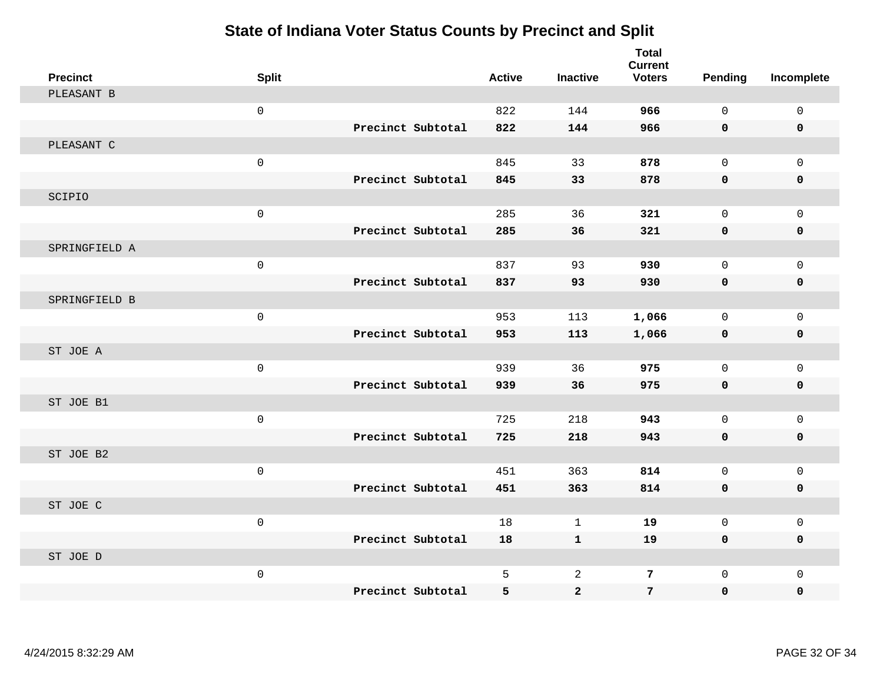# State of Indiana Voter Status Counts by Precinct and Split

| Precinct | Split | | Active | Inactive | Total Current Voters | Pending | Incomplete |
|---|---|---|---|---|---|---|---|
| PLEASANT B | | | | | | | |
| | 0 | | 822 | 144 | **966** | 0 | 0 |
| | | **Precinct Subtotal** | **822** | **144** | **966** | **0** | **0** |
| PLEASANT C | | | | | | | |
| | 0 | | 845 | 33 | **878** | 0 | 0 |
| | | **Precinct Subtotal** | **845** | **33** | **878** | **0** | **0** |
| SCIPIO | | | | | | | |
| | 0 | | 285 | 36 | **321** | 0 | 0 |
| | | **Precinct Subtotal** | **285** | **36** | **321** | **0** | **0** |
| SPRINGFIELD A | | | | | | | |
| | 0 | | 837 | 93 | **930** | 0 | 0 |
| | | **Precinct Subtotal** | **837** | **93** | **930** | **0** | **0** |
| SPRINGFIELD B | | | | | | | |
| | 0 | | 953 | 113 | **1,066** | 0 | 0 |
| | | **Precinct Subtotal** | **953** | **113** | **1,066** | **0** | **0** |
| ST JOE A | | | | | | | |
| | 0 | | 939 | 36 | **975** | 0 | 0 |
| | | **Precinct Subtotal** | **939** | **36** | **975** | **0** | **0** |
| ST JOE B1 | | | | | | | |
| | 0 | | 725 | 218 | **943** | 0 | 0 |
| | | **Precinct Subtotal** | **725** | **218** | **943** | **0** | **0** |
| ST JOE B2 | | | | | | | |
| | 0 | | 451 | 363 | **814** | 0 | 0 |
| | | **Precinct Subtotal** | **451** | **363** | **814** | **0** | **0** |
| ST JOE C | | | | | | | |
| | 0 | | 18 | 1 | **19** | 0 | 0 |
| | | **Precinct Subtotal** | **18** | **1** | **19** | **0** | **0** |
| ST JOE D | | | | | | | |
| | 0 | | 5 | 2 | **7** | 0 | 0 |
| | | **Precinct Subtotal** | **5** | **2** | **7** | **0** | **0** |

4/24/2015 8:32:29 AM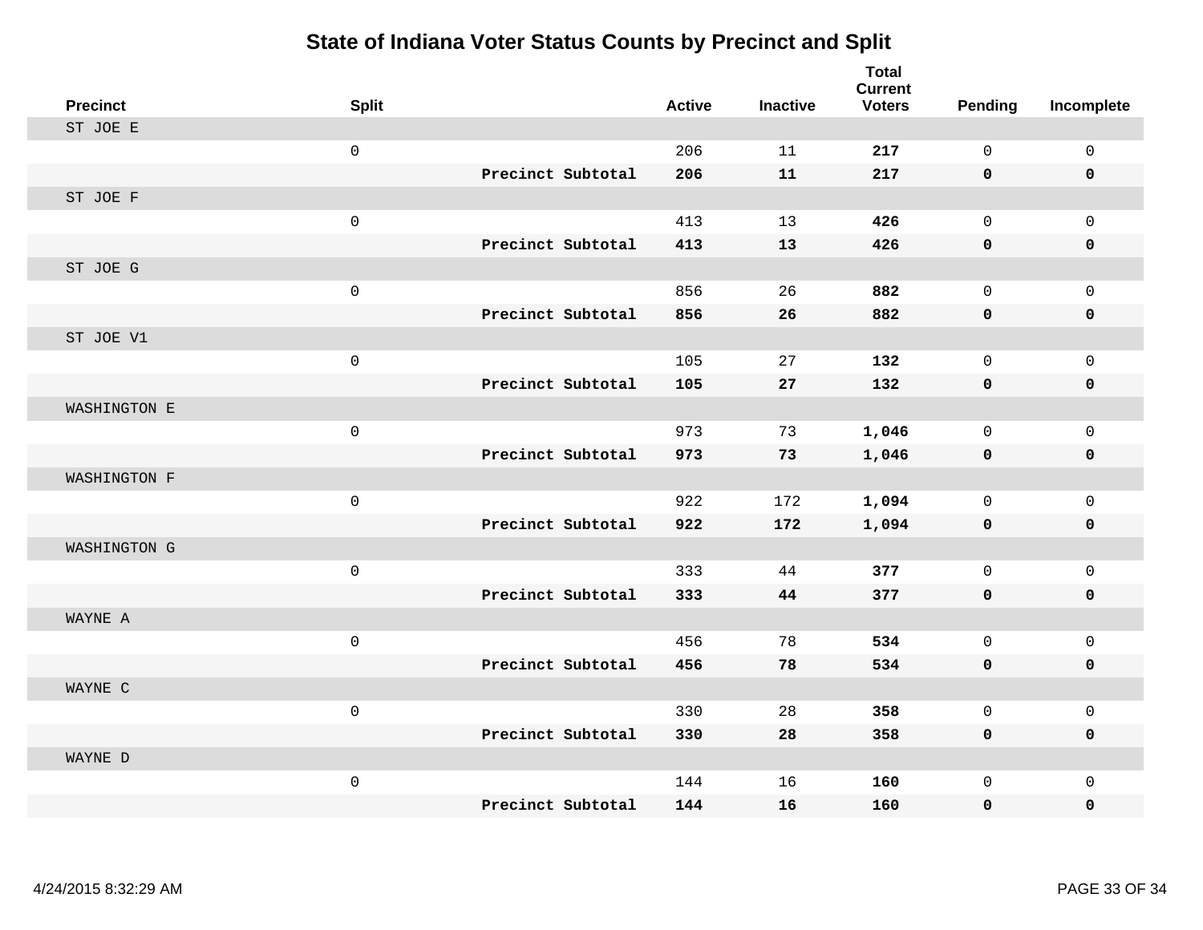# State of Indiana Voter Status Counts by Precinct and Split

| Precinct | Split | | Active | Inactive | Total Current Voters | Pending | Incomplete |
|---|---|---|---|---|---|---|---|
| ST JOE E | | | | | | | |
| | 0 | | 206 | 11 | **217** | 0 | 0 |
| | | **Precinct Subtotal** | **206** | **11** | **217** | **0** | **0** |
| ST JOE F | | | | | | | |
| | 0 | | 413 | 13 | **426** | 0 | 0 |
| | | **Precinct Subtotal** | **413** | **13** | **426** | **0** | **0** |
| ST JOE G | | | | | | | |
| | 0 | | 856 | 26 | **882** | 0 | 0 |
| | | **Precinct Subtotal** | **856** | **26** | **882** | **0** | **0** |
| ST JOE V1 | | | | | | | |
| | 0 | | 105 | 27 | **132** | 0 | 0 |
| | | **Precinct Subtotal** | **105** | **27** | **132** | **0** | **0** |
| WASHINGTON E | | | | | | | |
| | 0 | | 973 | 73 | **1,046** | 0 | 0 |
| | | **Precinct Subtotal** | **973** | **73** | **1,046** | **0** | **0** |
| WASHINGTON F | | | | | | | |
| | 0 | | 922 | 172 | **1,094** | 0 | 0 |
| | | **Precinct Subtotal** | **922** | **172** | **1,094** | **0** | **0** |
| WASHINGTON G | | | | | | | |
| | 0 | | 333 | 44 | **377** | 0 | 0 |
| | | **Precinct Subtotal** | **333** | **44** | **377** | **0** | **0** |
| WAYNE A | | | | | | | |
| | 0 | | 456 | 78 | **534** | 0 | 0 |
| | | **Precinct Subtotal** | **456** | **78** | **534** | **0** | **0** |
| WAYNE C | | | | | | | |
| | 0 | | 330 | 28 | **358** | 0 | 0 |
| | | **Precinct Subtotal** | **330** | **28** | **358** | **0** | **0** |
| WAYNE D | | | | | | | |
| | 0 | | 144 | 16 | **160** | 0 | 0 |
| | | **Precinct Subtotal** | **144** | **16** | **160** | **0** | **0** |

4/24/2015 8:32:29 AM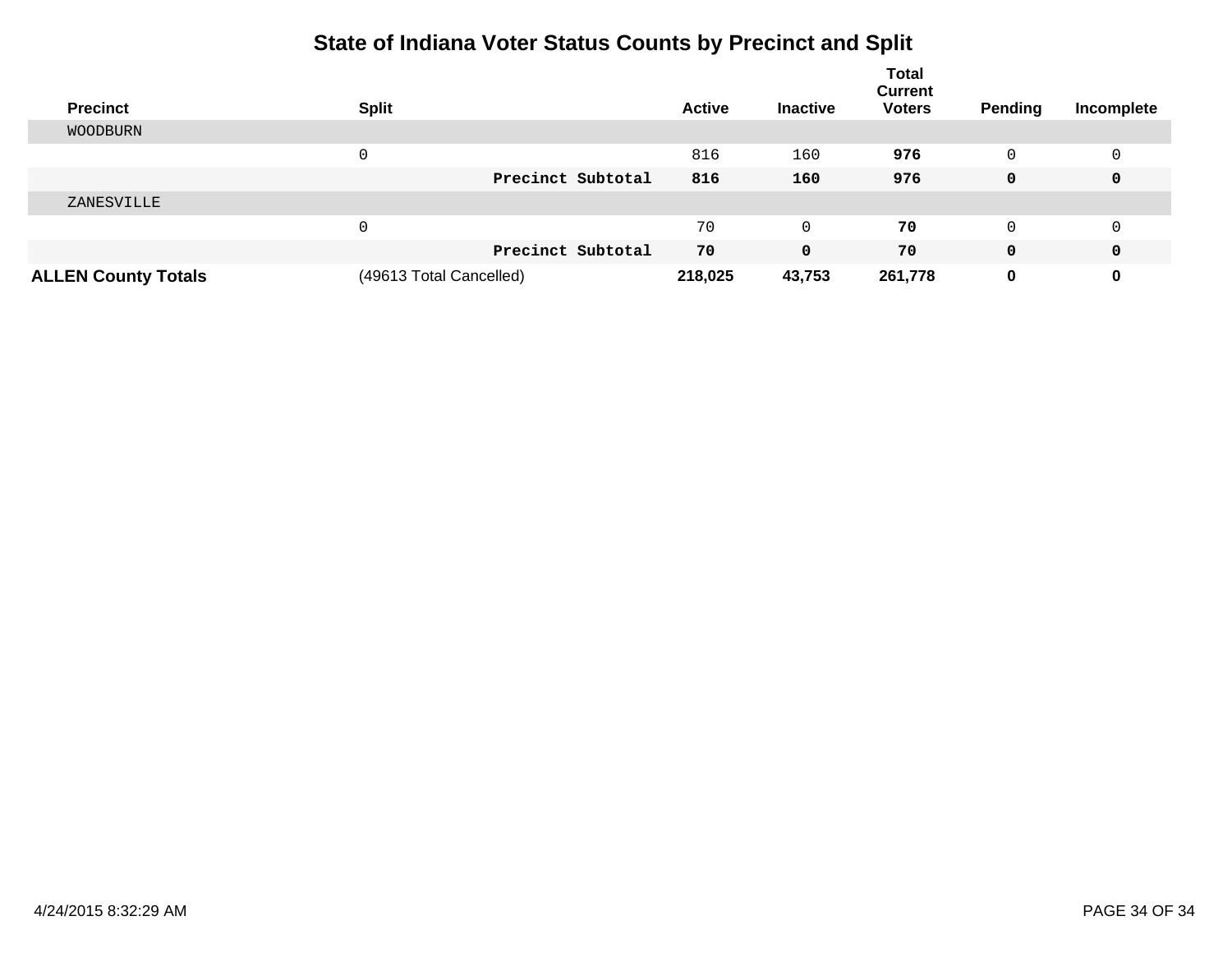# State of Indiana Voter Status Counts by Precinct and Split

| Precinct | Split | Active | Inactive | Total Current Voters | Pending | Incomplete |
|---|---|---|---|---|---|---|
| WOODBURN | | | | | | |
| | 0 | 816 | 160 | **976** | 0 | 0 |
| | **Precinct Subtotal** | **816** | **160** | **976** | **0** | **0** |
| ZANESVILLE | | | | | | |
| | 0 | 70 | 0 | **70** | 0 | 0 |
| | **Precinct Subtotal** | **70** | **0** | **70** | **0** | **0** |
| **ALLEN County Totals** | (49613 Total Cancelled) | **218,025** | **43,753** | **261,778** | **0** | **0** |

4/24/2015 8:32:29 AM